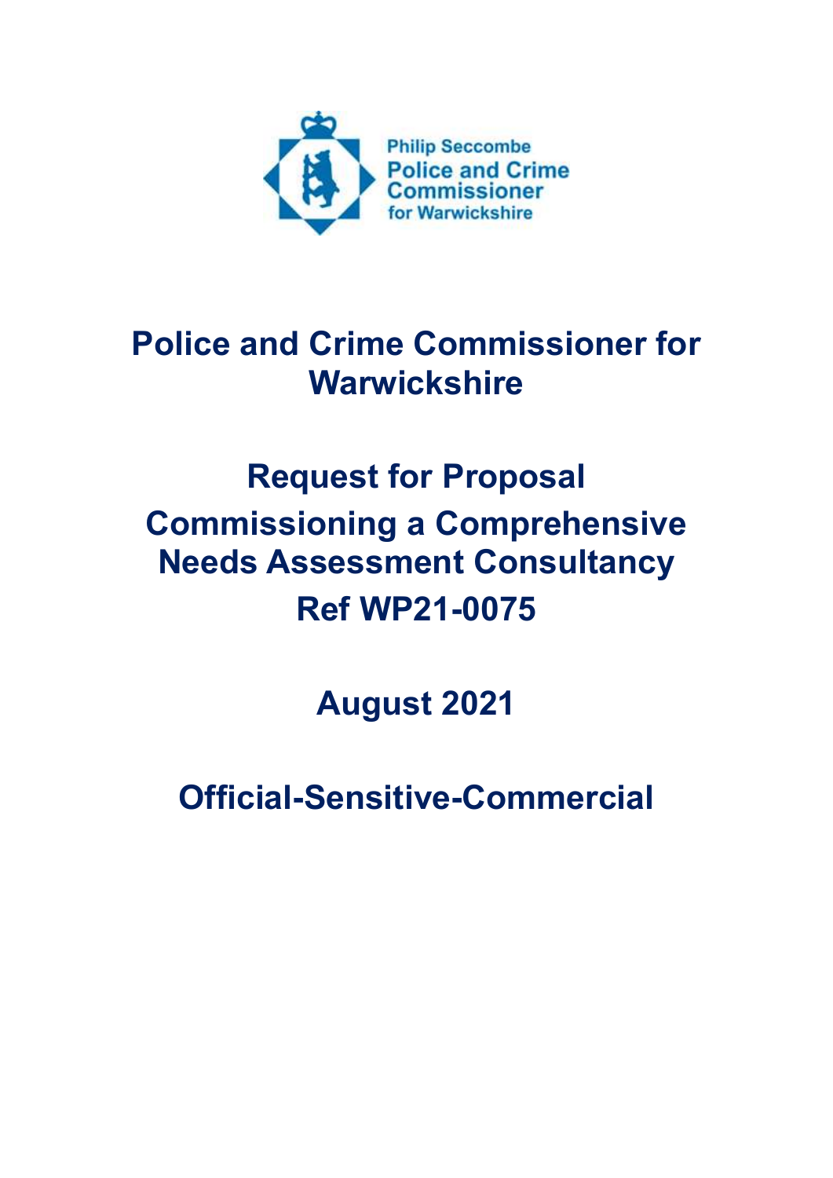Philip Seccombe
Police and Crime Commissioner
for Warwickshire

# Police and Crime Commissioner for Warwickshire

# Request for Proposal

# Commissioning a Comprehensive Needs Assessment Consultancy

# Ref WP21-0075

# August 2021

# Official-Sensitive-Commercial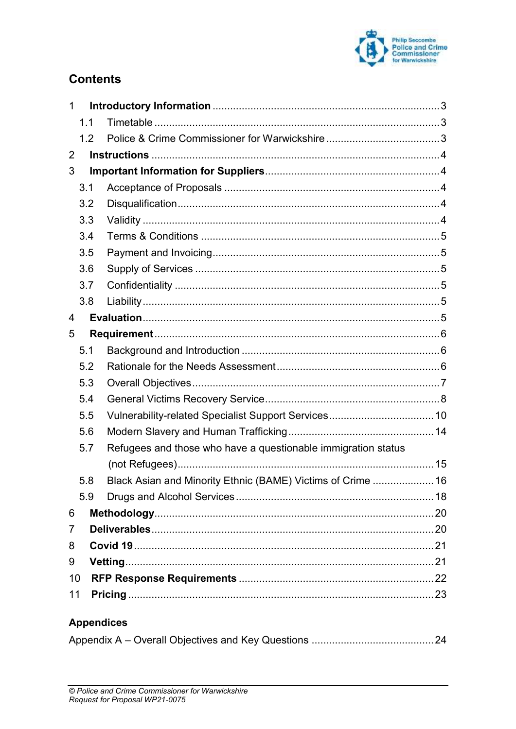## Contents

| | | |
|---|---|---|
| 1 | **Introductory Information** | 3 |
| 1.1 | Timetable | 3 |
| 1.2 | Police & Crime Commissioner for Warwickshire | 3 |
| 2 | **Instructions** | 4 |
| 3 | **Important Information for Suppliers** | 4 |
| 3.1 | Acceptance of Proposals | 4 |
| 3.2 | Disqualification | 4 |
| 3.3 | Validity | 4 |
| 3.4 | Terms & Conditions | 5 |
| 3.5 | Payment and Invoicing | 5 |
| 3.6 | Supply of Services | 5 |
| 3.7 | Confidentiality | 5 |
| 3.8 | Liability | 5 |
| 4 | **Evaluation** | 5 |
| 5 | **Requirement** | 6 |
| 5.1 | Background and Introduction | 6 |
| 5.2 | Rationale for the Needs Assessment | 6 |
| 5.3 | Overall Objectives | 7 |
| 5.4 | General Victims Recovery Service | 8 |
| 5.5 | Vulnerability-related Specialist Support Services | 10 |
| 5.6 | Modern Slavery and Human Trafficking | 14 |
| 5.7 | Refugees and those who have a questionable immigration status (not Refugees) | 15 |
| 5.8 | Black Asian and Minority Ethnic (BAME) Victims of Crime | 16 |
| 5.9 | Drugs and Alcohol Services | 18 |
| 6 | **Methodology** | 20 |
| 7 | **Deliverables** | 20 |
| 8 | **Covid 19** | 21 |
| 9 | **Vetting** | 21 |
| 10 | **RFP Response Requirements** | 22 |
| 11 | **Pricing** | 23 |

### Appendices

| | |
|---|---|
| Appendix A – Overall Objectives and Key Questions | 24 |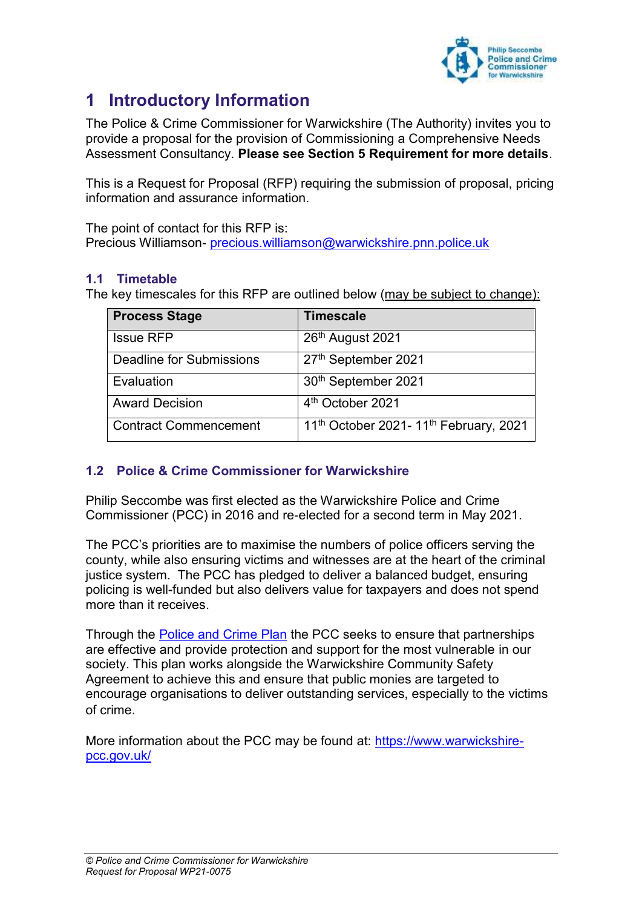# 1 Introductory Information

The Police & Crime Commissioner for Warwickshire (The Authority) invites you to provide a proposal for the provision of Commissioning a Comprehensive Needs Assessment Consultancy. **Please see Section 5 Requirement for more details**.

This is a Request for Proposal (RFP) requiring the submission of proposal, pricing information and assurance information.

The point of contact for this RFP is:
Precious Williamson- precious.williamson@warwickshire.pnn.police.uk

## 1.1 Timetable

The key timescales for this RFP are outlined below (may be subject to change):

| Process Stage | Timescale |
|---|---|
| Issue RFP | 26th August 2021 |
| Deadline for Submissions | 27th September 2021 |
| Evaluation | 30th September 2021 |
| Award Decision | 4th October 2021 |
| Contract Commencement | 11th October 2021- 11th February, 2021 |

## 1.2 Police & Crime Commissioner for Warwickshire

Philip Seccombe was first elected as the Warwickshire Police and Crime Commissioner (PCC) in 2016 and re-elected for a second term in May 2021.

The PCC's priorities are to maximise the numbers of police officers serving the county, while also ensuring victims and witnesses are at the heart of the criminal justice system. The PCC has pledged to deliver a balanced budget, ensuring policing is well-funded but also delivers value for taxpayers and does not spend more than it receives.

Through the Police and Crime Plan the PCC seeks to ensure that partnerships are effective and provide protection and support for the most vulnerable in our society. This plan works alongside the Warwickshire Community Safety Agreement to achieve this and ensure that public monies are targeted to encourage organisations to deliver outstanding services, especially to the victims of crime.

More information about the PCC may be found at: https://www.warwickshire-pcc.gov.uk/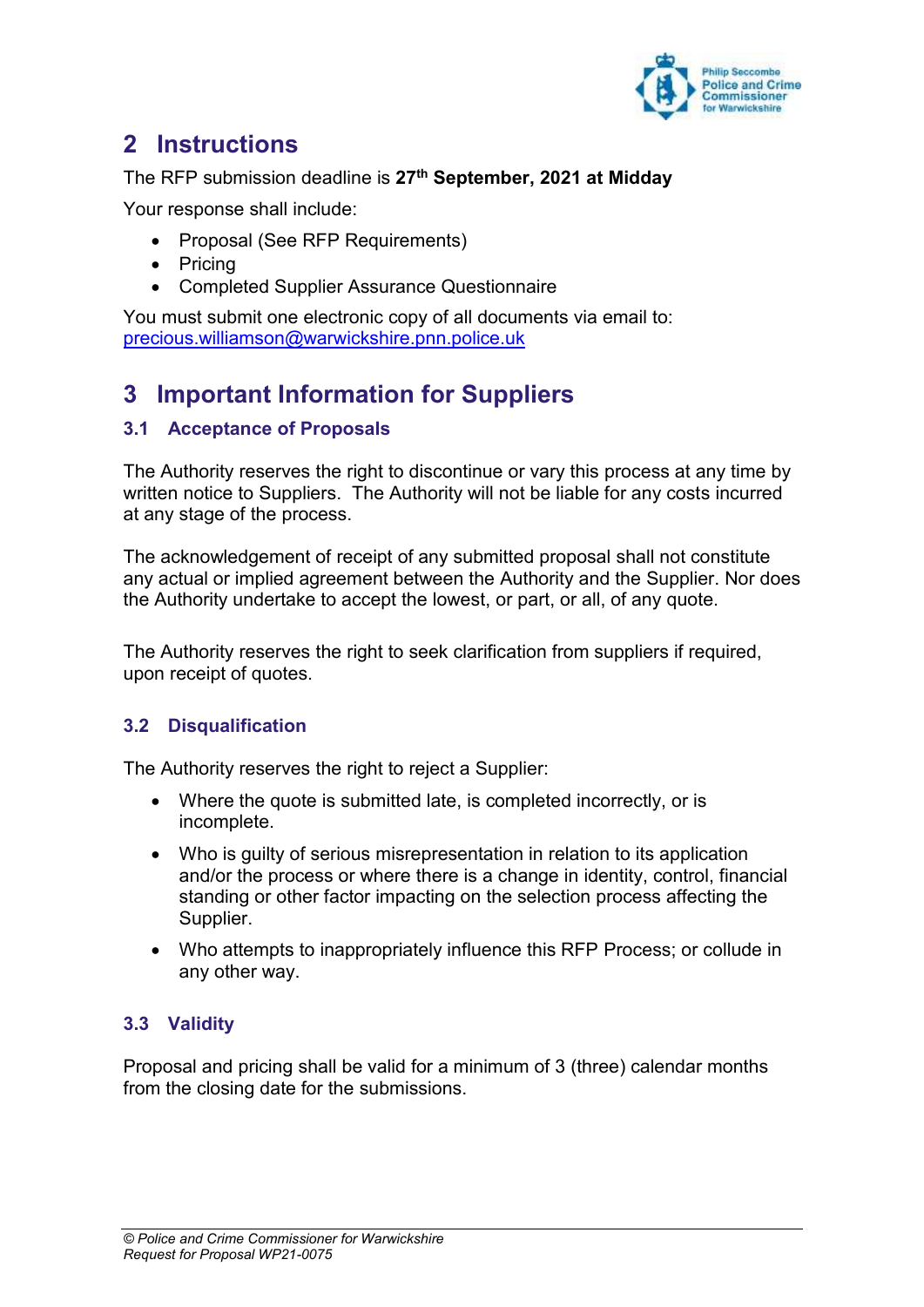## 2 Instructions

The RFP submission deadline is **27th September, 2021 at Midday**

Your response shall include:

- Proposal (See RFP Requirements)
- Pricing
- Completed Supplier Assurance Questionnaire

You must submit one electronic copy of all documents via email to:
precious.williamson@warwickshire.pnn.police.uk

## 3 Important Information for Suppliers

### 3.1 Acceptance of Proposals

The Authority reserves the right to discontinue or vary this process at any time by written notice to Suppliers. The Authority will not be liable for any costs incurred at any stage of the process.

The acknowledgement of receipt of any submitted proposal shall not constitute any actual or implied agreement between the Authority and the Supplier. Nor does the Authority undertake to accept the lowest, or part, or all, of any quote.

The Authority reserves the right to seek clarification from suppliers if required, upon receipt of quotes.

### 3.2 Disqualification

The Authority reserves the right to reject a Supplier:

- Where the quote is submitted late, is completed incorrectly, or is incomplete.
- Who is guilty of serious misrepresentation in relation to its application and/or the process or where there is a change in identity, control, financial standing or other factor impacting on the selection process affecting the Supplier.
- Who attempts to inappropriately influence this RFP Process; or collude in any other way.

### 3.3 Validity

Proposal and pricing shall be valid for a minimum of 3 (three) calendar months from the closing date for the submissions.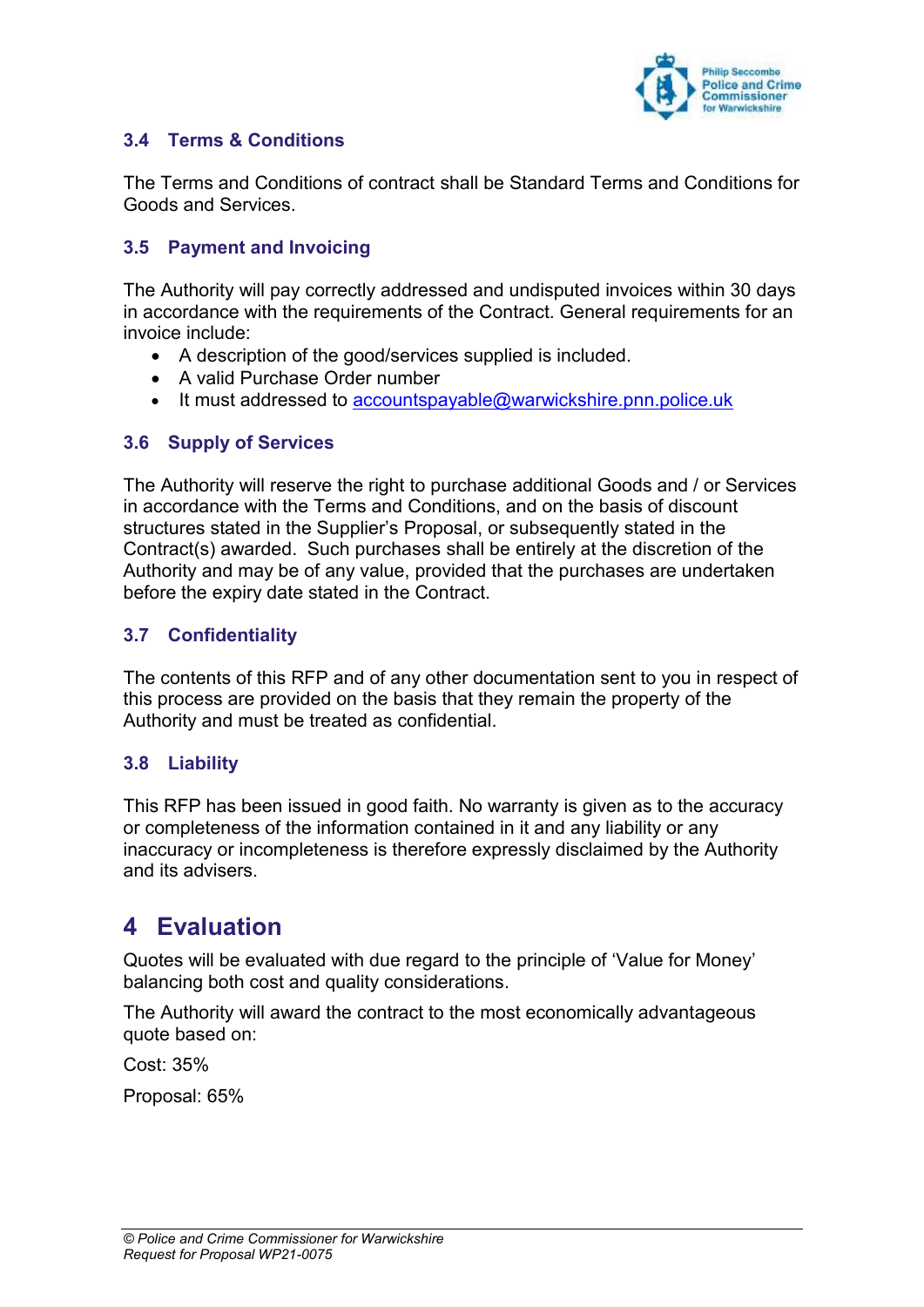### 3.4 Terms & Conditions

The Terms and Conditions of contract shall be Standard Terms and Conditions for Goods and Services.

### 3.5 Payment and Invoicing

The Authority will pay correctly addressed and undisputed invoices within 30 days in accordance with the requirements of the Contract. General requirements for an invoice include:

- A description of the good/services supplied is included.
- A valid Purchase Order number
- It must addressed to accountspayable@warwickshire.pnn.police.uk

### 3.6 Supply of Services

The Authority will reserve the right to purchase additional Goods and / or Services in accordance with the Terms and Conditions, and on the basis of discount structures stated in the Supplier's Proposal, or subsequently stated in the Contract(s) awarded. Such purchases shall be entirely at the discretion of the Authority and may be of any value, provided that the purchases are undertaken before the expiry date stated in the Contract.

### 3.7 Confidentiality

The contents of this RFP and of any other documentation sent to you in respect of this process are provided on the basis that they remain the property of the Authority and must be treated as confidential.

### 3.8 Liability

This RFP has been issued in good faith. No warranty is given as to the accuracy or completeness of the information contained in it and any liability or any inaccuracy or incompleteness is therefore expressly disclaimed by the Authority and its advisers.

# 4 Evaluation

Quotes will be evaluated with due regard to the principle of 'Value for Money' balancing both cost and quality considerations.

The Authority will award the contract to the most economically advantageous quote based on:

Cost: 35%

Proposal: 65%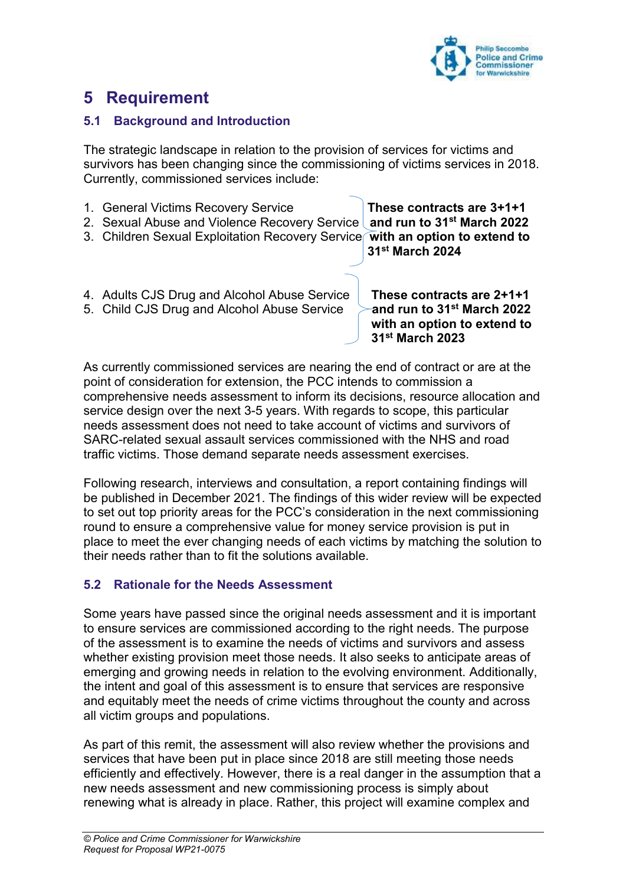# 5 Requirement

## 5.1 Background and Introduction

The strategic landscape in relation to the provision of services for victims and survivors has been changing since the commissioning of victims services in 2018. Currently, commissioned services include:

1. General Victims Recovery Service
2. Sexual Abuse and Violence Recovery Service
3. Children Sexual Exploitation Recovery Service

**These contracts are 3+1+1 and run to 31st March 2022 with an option to extend to 31st March 2024**

4. Adults CJS Drug and Alcohol Abuse Service
5. Child CJS Drug and Alcohol Abuse Service

**These contracts are 2+1+1 and run to 31st March 2022 with an option to extend to 31st March 2023**

As currently commissioned services are nearing the end of contract or are at the point of consideration for extension, the PCC intends to commission a comprehensive needs assessment to inform its decisions, resource allocation and service design over the next 3-5 years. With regards to scope, this particular needs assessment does not need to take account of victims and survivors of SARC-related sexual assault services commissioned with the NHS and road traffic victims. Those demand separate needs assessment exercises.

Following research, interviews and consultation, a report containing findings will be published in December 2021. The findings of this wider review will be expected to set out top priority areas for the PCC's consideration in the next commissioning round to ensure a comprehensive value for money service provision is put in place to meet the ever changing needs of each victims by matching the solution to their needs rather than to fit the solutions available.

## 5.2 Rationale for the Needs Assessment

Some years have passed since the original needs assessment and it is important to ensure services are commissioned according to the right needs. The purpose of the assessment is to examine the needs of victims and survivors and assess whether existing provision meet those needs. It also seeks to anticipate areas of emerging and growing needs in relation to the evolving environment. Additionally, the intent and goal of this assessment is to ensure that services are responsive and equitably meet the needs of crime victims throughout the county and across all victim groups and populations.

As part of this remit, the assessment will also review whether the provisions and services that have been put in place since 2018 are still meeting those needs efficiently and effectively. However, there is a real danger in the assumption that a new needs assessment and new commissioning process is simply about renewing what is already in place. Rather, this project will examine complex and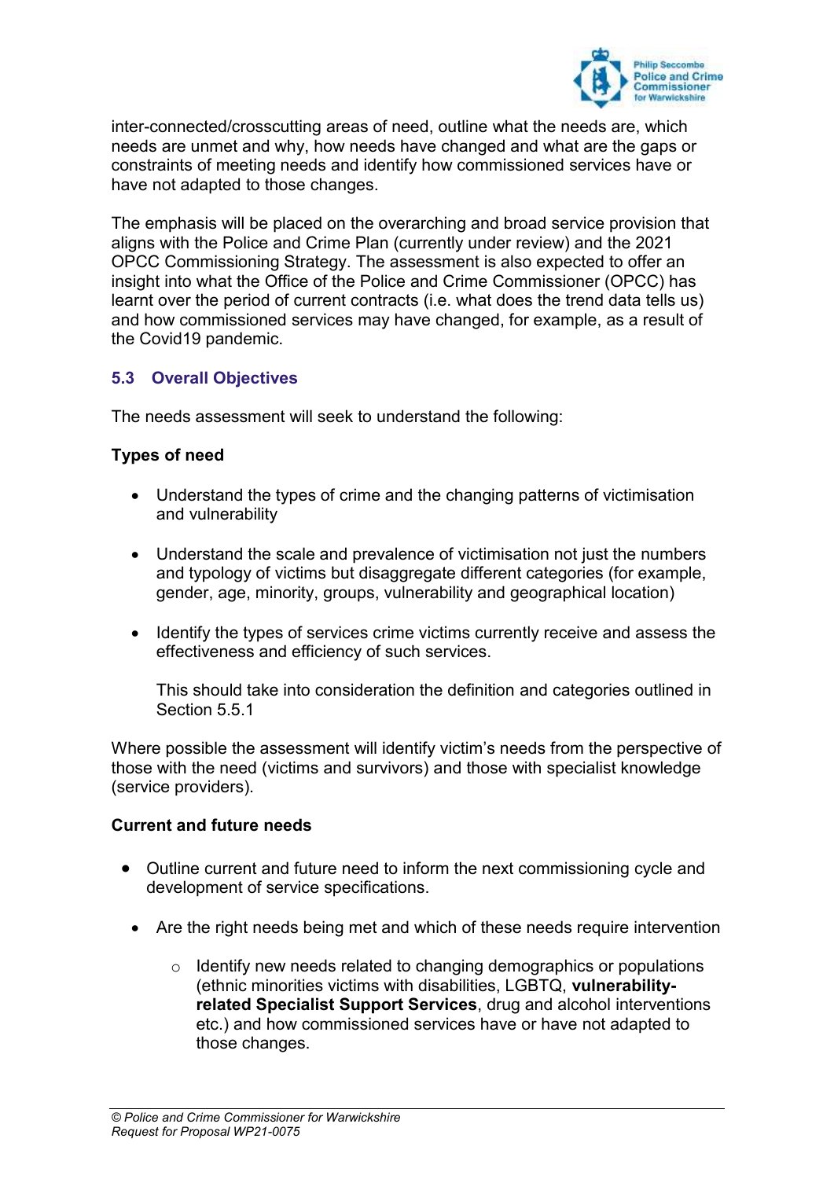inter-connected/crosscutting areas of need, outline what the needs are, which needs are unmet and why, how needs have changed and what are the gaps or constraints of meeting needs and identify how commissioned services have or have not adapted to those changes.

The emphasis will be placed on the overarching and broad service provision that aligns with the Police and Crime Plan (currently under review) and the 2021 OPCC Commissioning Strategy. The assessment is also expected to offer an insight into what the Office of the Police and Crime Commissioner (OPCC) has learnt over the period of current contracts (i.e. what does the trend data tells us) and how commissioned services may have changed, for example, as a result of the Covid19 pandemic.

### 5.3 Overall Objectives

The needs assessment will seek to understand the following:

**Types of need**

- Understand the types of crime and the changing patterns of victimisation and vulnerability

- Understand the scale and prevalence of victimisation not just the numbers and typology of victims but disaggregate different categories (for example, gender, age, minority, groups, vulnerability and geographical location)

- Identify the types of services crime victims currently receive and assess the effectiveness and efficiency of such services.

  This should take into consideration the definition and categories outlined in Section 5.5.1

Where possible the assessment will identify victim's needs from the perspective of those with the need (victims and survivors) and those with specialist knowledge (service providers).

**Current and future needs**

- Outline current and future need to inform the next commissioning cycle and development of service specifications.

- Are the right needs being met and which of these needs require intervention

  - Identify new needs related to changing demographics or populations (ethnic minorities victims with disabilities, LGBTQ, **vulnerability-related Specialist Support Services**, drug and alcohol interventions etc.) and how commissioned services have or have not adapted to those changes.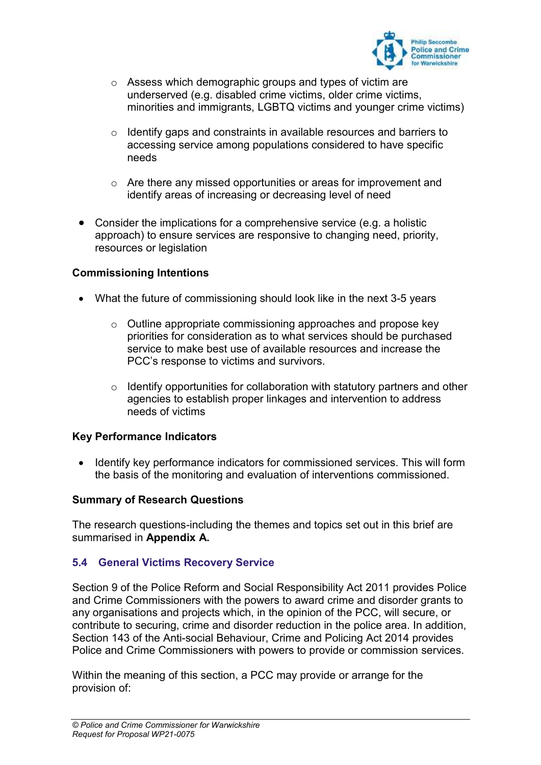- Assess which demographic groups and types of victim are underserved (e.g. disabled crime victims, older crime victims, minorities and immigrants, LGBTQ victims and younger crime victims)

    - Identify gaps and constraints in available resources and barriers to accessing service among populations considered to have specific needs

    - Are there any missed opportunities or areas for improvement and identify areas of increasing or decreasing level of need

- Consider the implications for a comprehensive service (e.g. a holistic approach) to ensure services are responsive to changing need, priority, resources or legislation

**Commissioning Intentions**

- What the future of commissioning should look like in the next 3-5 years

    - Outline appropriate commissioning approaches and propose key priorities for consideration as to what services should be purchased service to make best use of available resources and increase the PCC's response to victims and survivors.

    - Identify opportunities for collaboration with statutory partners and other agencies to establish proper linkages and intervention to address needs of victims

**Key Performance Indicators**

- Identify key performance indicators for commissioned services. This will form the basis of the monitoring and evaluation of interventions commissioned.

**Summary of Research Questions**

The research questions-including the themes and topics set out in this brief are summarised in **Appendix A.**

### 5.4 General Victims Recovery Service

Section 9 of the Police Reform and Social Responsibility Act 2011 provides Police and Crime Commissioners with the powers to award crime and disorder grants to any organisations and projects which, in the opinion of the PCC, will secure, or contribute to securing, crime and disorder reduction in the police area. In addition, Section 143 of the Anti-social Behaviour, Crime and Policing Act 2014 provides Police and Crime Commissioners with powers to provide or commission services.

Within the meaning of this section, a PCC may provide or arrange for the provision of: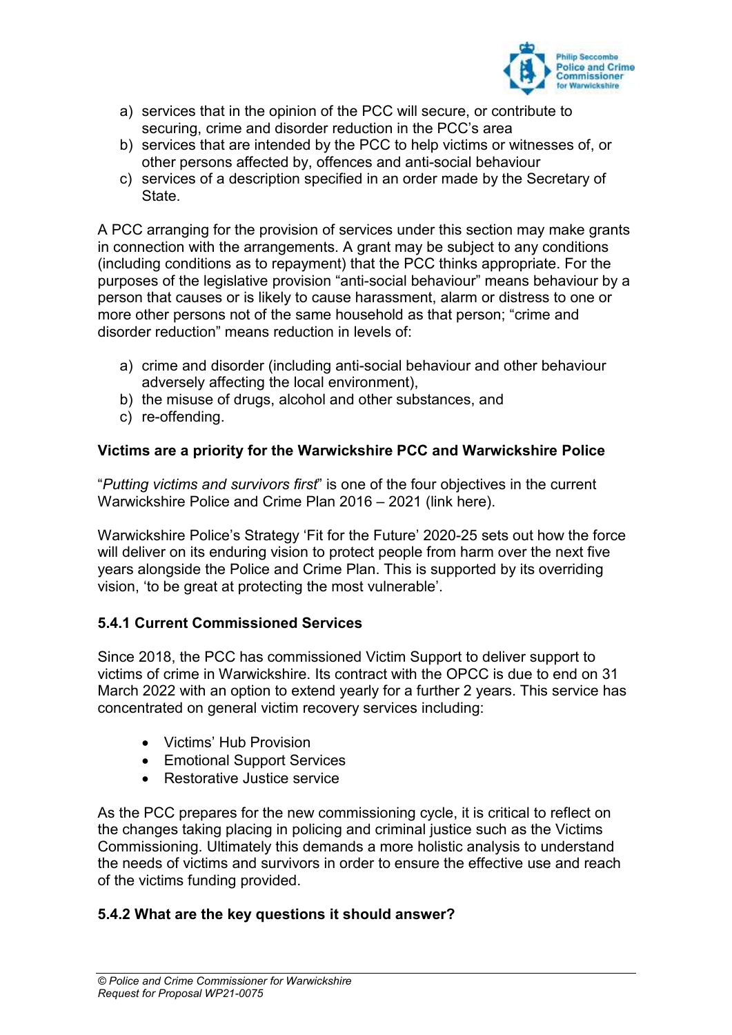a) services that in the opinion of the PCC will secure, or contribute to securing, crime and disorder reduction in the PCC's area
b) services that are intended by the PCC to help victims or witnesses of, or other persons affected by, offences and anti-social behaviour
c) services of a description specified in an order made by the Secretary of State.

A PCC arranging for the provision of services under this section may make grants in connection with the arrangements. A grant may be subject to any conditions (including conditions as to repayment) that the PCC thinks appropriate. For the purposes of the legislative provision "anti-social behaviour" means behaviour by a person that causes or is likely to cause harassment, alarm or distress to one or more other persons not of the same household as that person; "crime and disorder reduction" means reduction in levels of:

a) crime and disorder (including anti-social behaviour and other behaviour adversely affecting the local environment),
b) the misuse of drugs, alcohol and other substances, and
c) re-offending.

**Victims are a priority for the Warwickshire PCC and Warwickshire Police**

"*Putting victims and survivors first*" is one of the four objectives in the current Warwickshire Police and Crime Plan 2016 – 2021 (link here).

Warwickshire Police's Strategy 'Fit for the Future' 2020-25 sets out how the force will deliver on its enduring vision to protect people from harm over the next five years alongside the Police and Crime Plan. This is supported by its overriding vision, 'to be great at protecting the most vulnerable'.

### 5.4.1 Current Commissioned Services

Since 2018, the PCC has commissioned Victim Support to deliver support to victims of crime in Warwickshire. Its contract with the OPCC is due to end on 31 March 2022 with an option to extend yearly for a further 2 years. This service has concentrated on general victim recovery services including:

- Victims' Hub Provision
- Emotional Support Services
- Restorative Justice service

As the PCC prepares for the new commissioning cycle, it is critical to reflect on the changes taking placing in policing and criminal justice such as the Victims Commissioning. Ultimately this demands a more holistic analysis to understand the needs of victims and survivors in order to ensure the effective use and reach of the victims funding provided.

### 5.4.2 What are the key questions it should answer?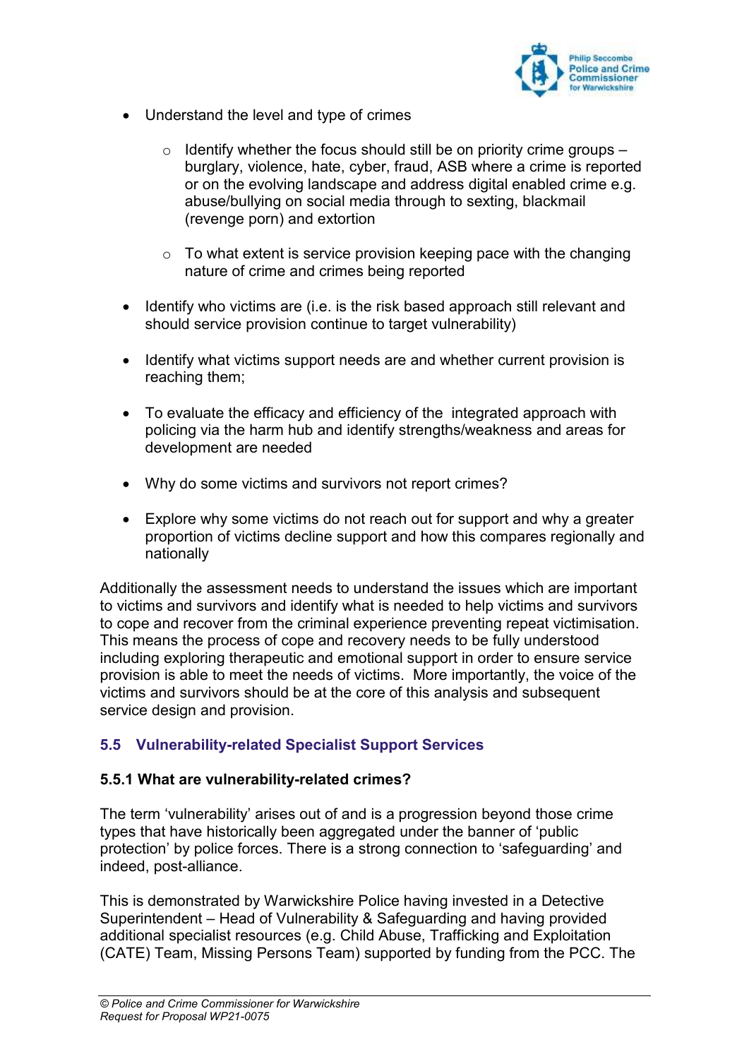- Understand the level and type of crimes

    - Identify whether the focus should still be on priority crime groups – burglary, violence, hate, cyber, fraud, ASB where a crime is reported or on the evolving landscape and address digital enabled crime e.g. abuse/bullying on social media through to sexting, blackmail (revenge porn) and extortion

    - To what extent is service provision keeping pace with the changing nature of crime and crimes being reported

- Identify who victims are (i.e. is the risk based approach still relevant and should service provision continue to target vulnerability)

- Identify what victims support needs are and whether current provision is reaching them;

- To evaluate the efficacy and efficiency of the integrated approach with policing via the harm hub and identify strengths/weakness and areas for development are needed

- Why do some victims and survivors not report crimes?

- Explore why some victims do not reach out for support and why a greater proportion of victims decline support and how this compares regionally and nationally

Additionally the assessment needs to understand the issues which are important to victims and survivors and identify what is needed to help victims and survivors to cope and recover from the criminal experience preventing repeat victimisation. This means the process of cope and recovery needs to be fully understood including exploring therapeutic and emotional support in order to ensure service provision is able to meet the needs of victims. More importantly, the voice of the victims and survivors should be at the core of this analysis and subsequent service design and provision.

## 5.5 Vulnerability-related Specialist Support Services

### 5.5.1 What are vulnerability-related crimes?

The term 'vulnerability' arises out of and is a progression beyond those crime types that have historically been aggregated under the banner of 'public protection' by police forces. There is a strong connection to 'safeguarding' and indeed, post-alliance.

This is demonstrated by Warwickshire Police having invested in a Detective Superintendent – Head of Vulnerability & Safeguarding and having provided additional specialist resources (e.g. Child Abuse, Trafficking and Exploitation (CATE) Team, Missing Persons Team) supported by funding from the PCC. The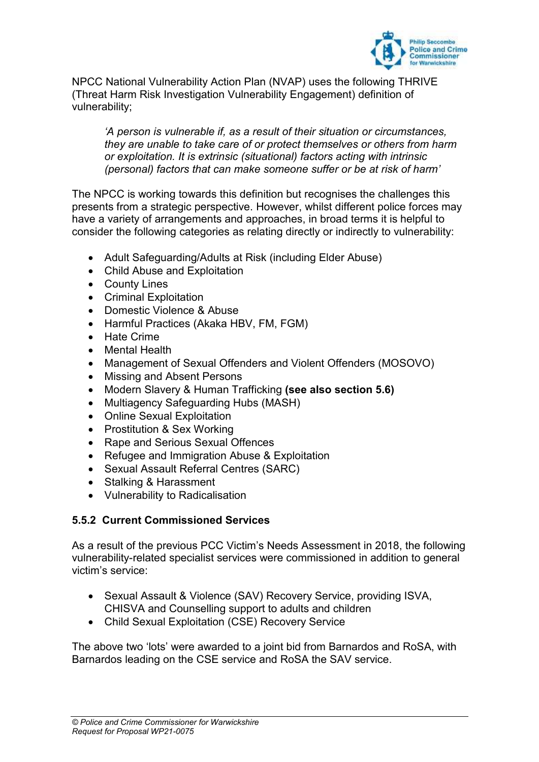NPCC National Vulnerability Action Plan (NVAP) uses the following THRIVE (Threat Harm Risk Investigation Vulnerability Engagement) definition of vulnerability;

> *'A person is vulnerable if, as a result of their situation or circumstances, they are unable to take care of or protect themselves or others from harm or exploitation. It is extrinsic (situational) factors acting with intrinsic (personal) factors that can make someone suffer or be at risk of harm'*

The NPCC is working towards this definition but recognises the challenges this presents from a strategic perspective. However, whilst different police forces may have a variety of arrangements and approaches, in broad terms it is helpful to consider the following categories as relating directly or indirectly to vulnerability:

- Adult Safeguarding/Adults at Risk (including Elder Abuse)
- Child Abuse and Exploitation
- County Lines
- Criminal Exploitation
- Domestic Violence & Abuse
- Harmful Practices (Akaka HBV, FM, FGM)
- Hate Crime
- Mental Health
- Management of Sexual Offenders and Violent Offenders (MOSOVO)
- Missing and Absent Persons
- Modern Slavery & Human Trafficking **(see also section 5.6)**
- Multiagency Safeguarding Hubs (MASH)
- Online Sexual Exploitation
- Prostitution & Sex Working
- Rape and Serious Sexual Offences
- Refugee and Immigration Abuse & Exploitation
- Sexual Assault Referral Centres (SARC)
- Stalking & Harassment
- Vulnerability to Radicalisation

### 5.5.2 Current Commissioned Services

As a result of the previous PCC Victim's Needs Assessment in 2018, the following vulnerability-related specialist services were commissioned in addition to general victim's service:

- Sexual Assault & Violence (SAV) Recovery Service, providing ISVA, CHISVA and Counselling support to adults and children
- Child Sexual Exploitation (CSE) Recovery Service

The above two 'lots' were awarded to a joint bid from Barnardos and RoSA, with Barnardos leading on the CSE service and RoSA the SAV service.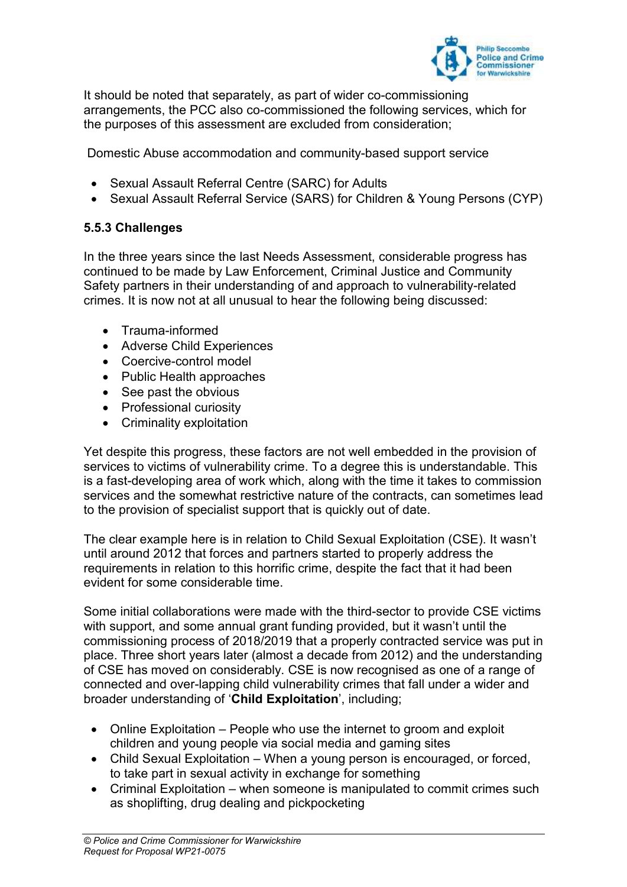It should be noted that separately, as part of wider co-commissioning arrangements, the PCC also co-commissioned the following services, which for the purposes of this assessment are excluded from consideration;

Domestic Abuse accommodation and community-based support service

- Sexual Assault Referral Centre (SARC) for Adults
- Sexual Assault Referral Service (SARS) for Children & Young Persons (CYP)

### 5.5.3 Challenges

In the three years since the last Needs Assessment, considerable progress has continued to be made by Law Enforcement, Criminal Justice and Community Safety partners in their understanding of and approach to vulnerability-related crimes. It is now not at all unusual to hear the following being discussed:

- Trauma-informed
- Adverse Child Experiences
- Coercive-control model
- Public Health approaches
- See past the obvious
- Professional curiosity
- Criminality exploitation

Yet despite this progress, these factors are not well embedded in the provision of services to victims of vulnerability crime. To a degree this is understandable. This is a fast-developing area of work which, along with the time it takes to commission services and the somewhat restrictive nature of the contracts, can sometimes lead to the provision of specialist support that is quickly out of date.

The clear example here is in relation to Child Sexual Exploitation (CSE). It wasn't until around 2012 that forces and partners started to properly address the requirements in relation to this horrific crime, despite the fact that it had been evident for some considerable time.

Some initial collaborations were made with the third-sector to provide CSE victims with support, and some annual grant funding provided, but it wasn't until the commissioning process of 2018/2019 that a properly contracted service was put in place. Three short years later (almost a decade from 2012) and the understanding of CSE has moved on considerably. CSE is now recognised as one of a range of connected and over-lapping child vulnerability crimes that fall under a wider and broader understanding of '**Child Exploitation**', including;

- Online Exploitation – People who use the internet to groom and exploit children and young people via social media and gaming sites
- Child Sexual Exploitation – When a young person is encouraged, or forced, to take part in sexual activity in exchange for something
- Criminal Exploitation – when someone is manipulated to commit crimes such as shoplifting, drug dealing and pickpocketing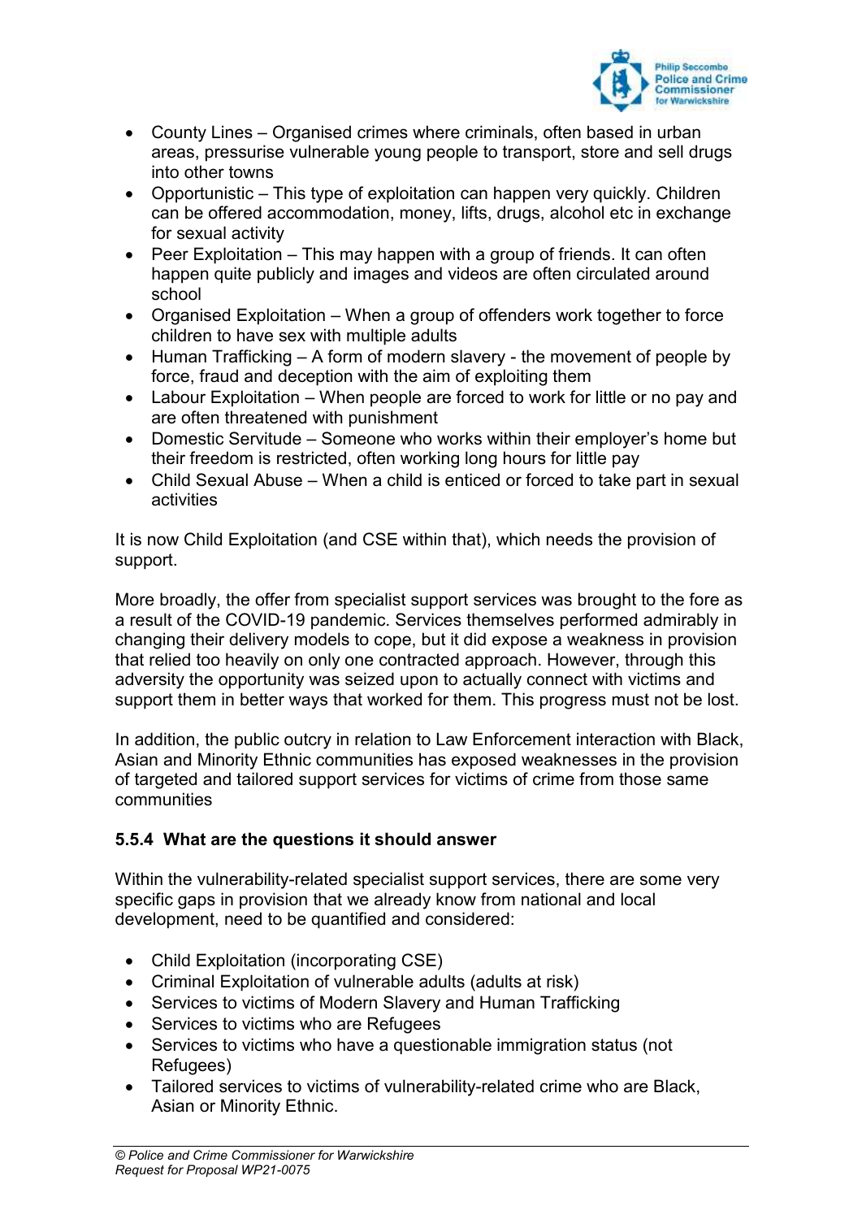- County Lines – Organised crimes where criminals, often based in urban areas, pressurise vulnerable young people to transport, store and sell drugs into other towns
- Opportunistic – This type of exploitation can happen very quickly. Children can be offered accommodation, money, lifts, drugs, alcohol etc in exchange for sexual activity
- Peer Exploitation – This may happen with a group of friends. It can often happen quite publicly and images and videos are often circulated around school
- Organised Exploitation – When a group of offenders work together to force children to have sex with multiple adults
- Human Trafficking – A form of modern slavery - the movement of people by force, fraud and deception with the aim of exploiting them
- Labour Exploitation – When people are forced to work for little or no pay and are often threatened with punishment
- Domestic Servitude – Someone who works within their employer's home but their freedom is restricted, often working long hours for little pay
- Child Sexual Abuse – When a child is enticed or forced to take part in sexual activities

It is now Child Exploitation (and CSE within that), which needs the provision of support.

More broadly, the offer from specialist support services was brought to the fore as a result of the COVID-19 pandemic. Services themselves performed admirably in changing their delivery models to cope, but it did expose a weakness in provision that relied too heavily on only one contracted approach. However, through this adversity the opportunity was seized upon to actually connect with victims and support them in better ways that worked for them. This progress must not be lost.

In addition, the public outcry in relation to Law Enforcement interaction with Black, Asian and Minority Ethnic communities has exposed weaknesses in the provision of targeted and tailored support services for victims of crime from those same communities

#### 5.5.4 What are the questions it should answer

Within the vulnerability-related specialist support services, there are some very specific gaps in provision that we already know from national and local development, need to be quantified and considered:

- Child Exploitation (incorporating CSE)
- Criminal Exploitation of vulnerable adults (adults at risk)
- Services to victims of Modern Slavery and Human Trafficking
- Services to victims who are Refugees
- Services to victims who have a questionable immigration status (not Refugees)
- Tailored services to victims of vulnerability-related crime who are Black, Asian or Minority Ethnic.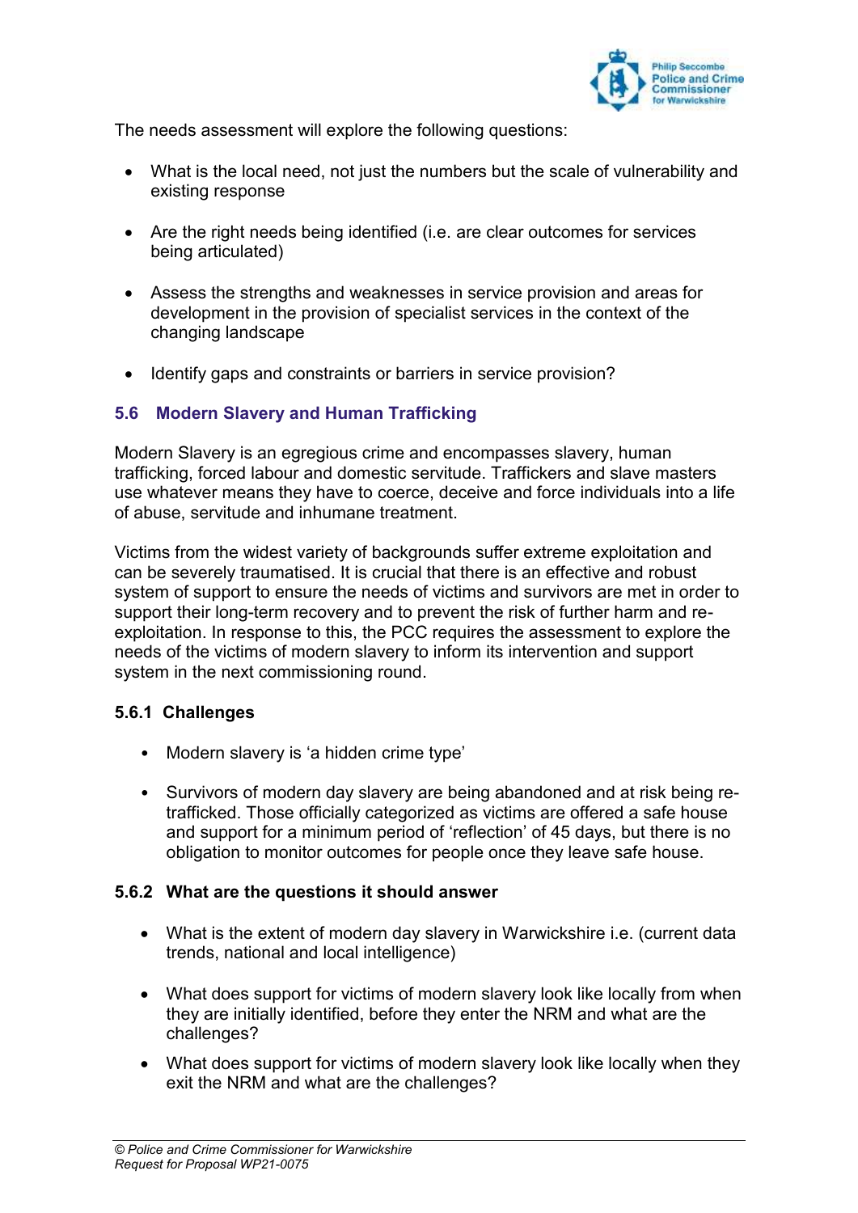The needs assessment will explore the following questions:

- What is the local need, not just the numbers but the scale of vulnerability and existing response
- Are the right needs being identified (i.e. are clear outcomes for services being articulated)
- Assess the strengths and weaknesses in service provision and areas for development in the provision of specialist services in the context of the changing landscape
- Identify gaps and constraints or barriers in service provision?

## 5.6 Modern Slavery and Human Trafficking

Modern Slavery is an egregious crime and encompasses slavery, human trafficking, forced labour and domestic servitude. Traffickers and slave masters use whatever means they have to coerce, deceive and force individuals into a life of abuse, servitude and inhumane treatment.

Victims from the widest variety of backgrounds suffer extreme exploitation and can be severely traumatised. It is crucial that there is an effective and robust system of support to ensure the needs of victims and survivors are met in order to support their long-term recovery and to prevent the risk of further harm and re-exploitation. In response to this, the PCC requires the assessment to explore the needs of the victims of modern slavery to inform its intervention and support system in the next commissioning round.

### 5.6.1 Challenges

- Modern slavery is 'a hidden crime type'
- Survivors of modern day slavery are being abandoned and at risk being re-trafficked. Those officially categorized as victims are offered a safe house and support for a minimum period of 'reflection' of 45 days, but there is no obligation to monitor outcomes for people once they leave safe house.

### 5.6.2 What are the questions it should answer

- What is the extent of modern day slavery in Warwickshire i.e. (current data trends, national and local intelligence)
- What does support for victims of modern slavery look like locally from when they are initially identified, before they enter the NRM and what are the challenges?
- What does support for victims of modern slavery look like locally when they exit the NRM and what are the challenges?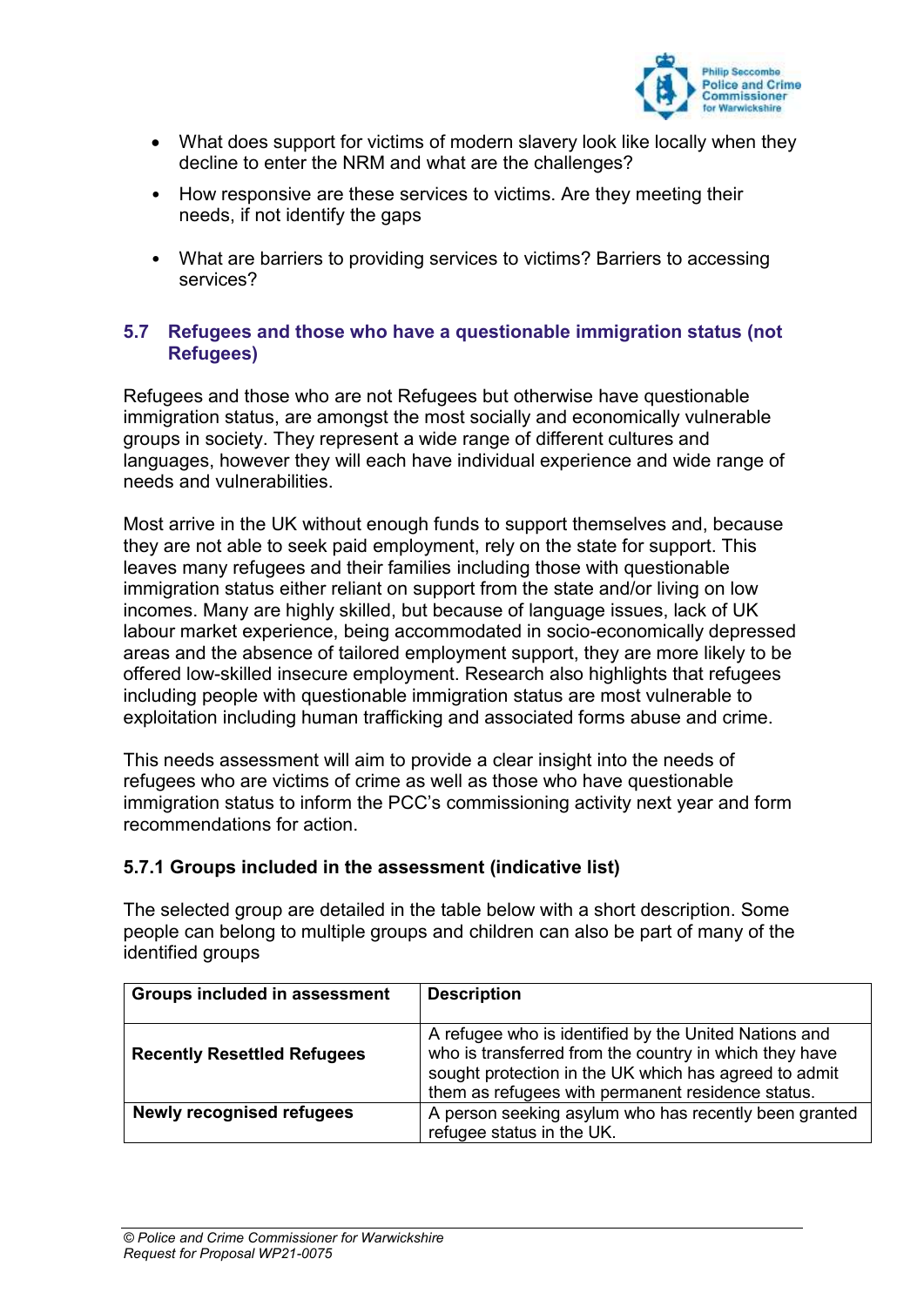- What does support for victims of modern slavery look like locally when they decline to enter the NRM and what are the challenges?
- How responsive are these services to victims. Are they meeting their needs, if not identify the gaps
- What are barriers to providing services to victims? Barriers to accessing services?

## 5.7 Refugees and those who have a questionable immigration status (not Refugees)

Refugees and those who are not Refugees but otherwise have questionable immigration status, are amongst the most socially and economically vulnerable groups in society. They represent a wide range of different cultures and languages, however they will each have individual experience and wide range of needs and vulnerabilities.

Most arrive in the UK without enough funds to support themselves and, because they are not able to seek paid employment, rely on the state for support. This leaves many refugees and their families including those with questionable immigration status either reliant on support from the state and/or living on low incomes. Many are highly skilled, but because of language issues, lack of UK labour market experience, being accommodated in socio-economically depressed areas and the absence of tailored employment support, they are more likely to be offered low-skilled insecure employment. Research also highlights that refugees including people with questionable immigration status are most vulnerable to exploitation including human trafficking and associated forms abuse and crime.

This needs assessment will aim to provide a clear insight into the needs of refugees who are victims of crime as well as those who have questionable immigration status to inform the PCC's commissioning activity next year and form recommendations for action.

### 5.7.1 Groups included in the assessment (indicative list)

The selected group are detailed in the table below with a short description. Some people can belong to multiple groups and children can also be part of many of the identified groups

| Groups included in assessment | Description |
|---|---|
| **Recently Resettled Refugees** | A refugee who is identified by the United Nations and who is transferred from the country in which they have sought protection in the UK which has agreed to admit them as refugees with permanent residence status. |
| **Newly recognised refugees** | A person seeking asylum who has recently been granted refugee status in the UK. |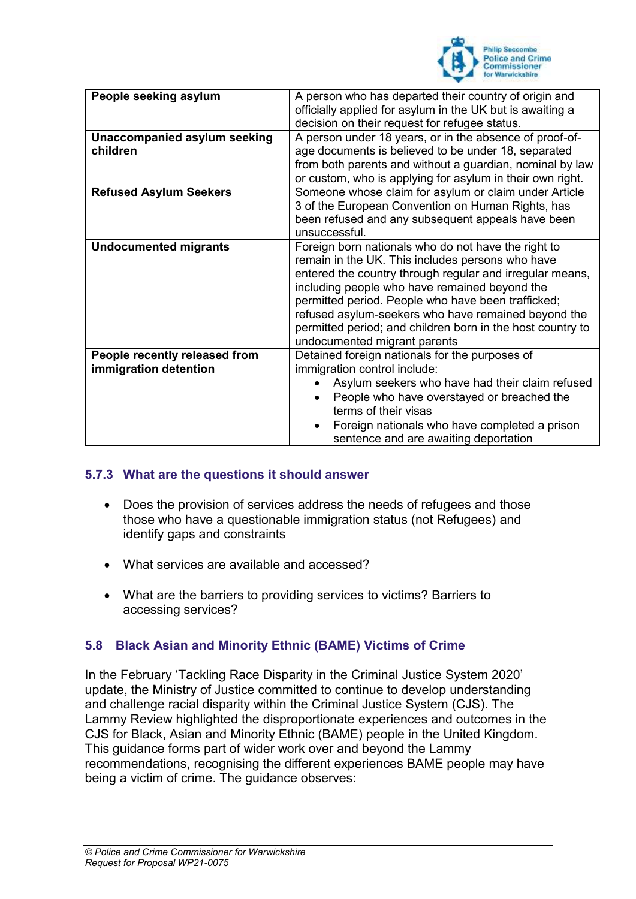| People seeking asylum | A person who has departed their country of origin and officially applied for asylum in the UK but is awaiting a decision on their request for refugee status. |
| --- | --- |
| **Unaccompanied asylum seeking children** | A person under 18 years, or in the absence of proof-of-age documents is believed to be under 18, separated from both parents and without a guardian, nominal by law or custom, who is applying for asylum in their own right. |
| **Refused Asylum Seekers** | Someone whose claim for asylum or claim under Article 3 of the European Convention on Human Rights, has been refused and any subsequent appeals have been unsuccessful. |
| **Undocumented migrants** | Foreign born nationals who do not have the right to remain in the UK. This includes persons who have entered the country through regular and irregular means, including people who have remained beyond the permitted period. People who have been trafficked; refused asylum-seekers who have remained beyond the permitted period; and children born in the host country to undocumented migrant parents |
| **People recently released from immigration detention** | Detained foreign nationals for the purposes of immigration control include:<br>• Asylum seekers who have had their claim refused<br>• People who have overstayed or breached the terms of their visas<br>• Foreign nationals who have completed a prison sentence and are awaiting deportation |

### 5.7.3 What are the questions it should answer

- Does the provision of services address the needs of refugees and those those who have a questionable immigration status (not Refugees) and identify gaps and constraints
- What services are available and accessed?
- What are the barriers to providing services to victims? Barriers to accessing services?

## 5.8 Black Asian and Minority Ethnic (BAME) Victims of Crime

In the February 'Tackling Race Disparity in the Criminal Justice System 2020' update, the Ministry of Justice committed to continue to develop understanding and challenge racial disparity within the Criminal Justice System (CJS). The Lammy Review highlighted the disproportionate experiences and outcomes in the CJS for Black, Asian and Minority Ethnic (BAME) people in the United Kingdom. This guidance forms part of wider work over and beyond the Lammy recommendations, recognising the different experiences BAME people may have being a victim of crime. The guidance observes: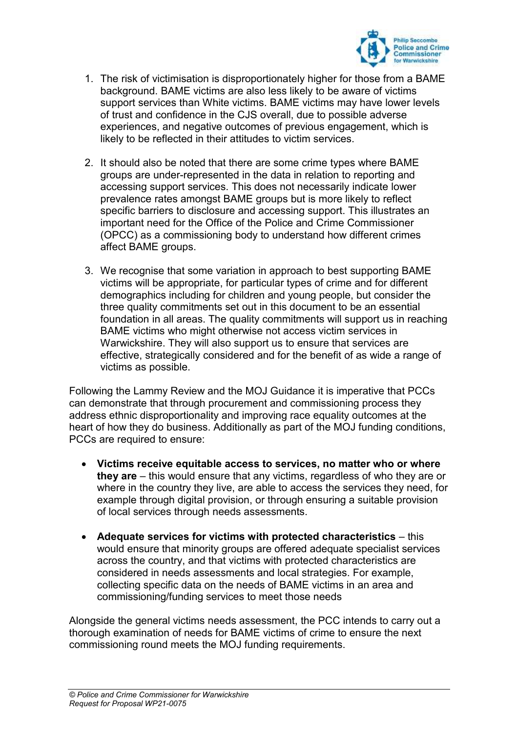1. The risk of victimisation is disproportionately higher for those from a BAME background. BAME victims are also less likely to be aware of victims support services than White victims. BAME victims may have lower levels of trust and confidence in the CJS overall, due to possible adverse experiences, and negative outcomes of previous engagement, which is likely to be reflected in their attitudes to victim services.

2. It should also be noted that there are some crime types where BAME groups are under-represented in the data in relation to reporting and accessing support services. This does not necessarily indicate lower prevalence rates amongst BAME groups but is more likely to reflect specific barriers to disclosure and accessing support. This illustrates an important need for the Office of the Police and Crime Commissioner (OPCC) as a commissioning body to understand how different crimes affect BAME groups.

3. We recognise that some variation in approach to best supporting BAME victims will be appropriate, for particular types of crime and for different demographics including for children and young people, but consider the three quality commitments set out in this document to be an essential foundation in all areas. The quality commitments will support us in reaching BAME victims who might otherwise not access victim services in Warwickshire. They will also support us to ensure that services are effective, strategically considered and for the benefit of as wide a range of victims as possible.

Following the Lammy Review and the MOJ Guidance it is imperative that PCCs can demonstrate that through procurement and commissioning process they address ethnic disproportionality and improving race equality outcomes at the heart of how they do business. Additionally as part of the MOJ funding conditions, PCCs are required to ensure:

- **Victims receive equitable access to services, no matter who or where they are** – this would ensure that any victims, regardless of who they are or where in the country they live, are able to access the services they need, for example through digital provision, or through ensuring a suitable provision of local services through needs assessments.

- **Adequate services for victims with protected characteristics** – this would ensure that minority groups are offered adequate specialist services across the country, and that victims with protected characteristics are considered in needs assessments and local strategies. For example, collecting specific data on the needs of BAME victims in an area and commissioning/funding services to meet those needs

Alongside the general victims needs assessment, the PCC intends to carry out a thorough examination of needs for BAME victims of crime to ensure the next commissioning round meets the MOJ funding requirements.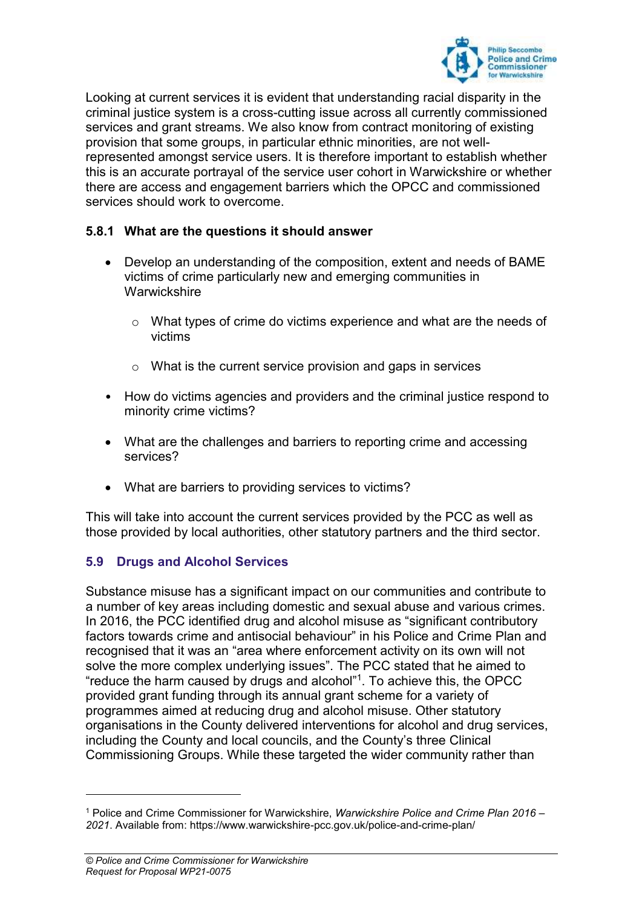Looking at current services it is evident that understanding racial disparity in the criminal justice system is a cross-cutting issue across all currently commissioned services and grant streams. We also know from contract monitoring of existing provision that some groups, in particular ethnic minorities, are not well-represented amongst service users. It is therefore important to establish whether this is an accurate portrayal of the service user cohort in Warwickshire or whether there are access and engagement barriers which the OPCC and commissioned services should work to overcome.

#### 5.8.1 What are the questions it should answer

- Develop an understanding of the composition, extent and needs of BAME victims of crime particularly new and emerging communities in Warwickshire
  - What types of crime do victims experience and what are the needs of victims
  - What is the current service provision and gaps in services
- How do victims agencies and providers and the criminal justice respond to minority crime victims?
- What are the challenges and barriers to reporting crime and accessing services?
- What are barriers to providing services to victims?

This will take into account the current services provided by the PCC as well as those provided by local authorities, other statutory partners and the third sector.

### 5.9 Drugs and Alcohol Services

Substance misuse has a significant impact on our communities and contribute to a number of key areas including domestic and sexual abuse and various crimes. In 2016, the PCC identified drug and alcohol misuse as "significant contributory factors towards crime and antisocial behaviour" in his Police and Crime Plan and recognised that it was an "area where enforcement activity on its own will not solve the more complex underlying issues". The PCC stated that he aimed to "reduce the harm caused by drugs and alcohol"[1]. To achieve this, the OPCC provided grant funding through its annual grant scheme for a variety of programmes aimed at reducing drug and alcohol misuse. Other statutory organisations in the County delivered interventions for alcohol and drug services, including the County and local councils, and the County's three Clinical Commissioning Groups. While these targeted the wider community rather than

---

[1] Police and Crime Commissioner for Warwickshire, *Warwickshire Police and Crime Plan 2016 – 2021*. Available from: https://www.warwickshire-pcc.gov.uk/police-and-crime-plan/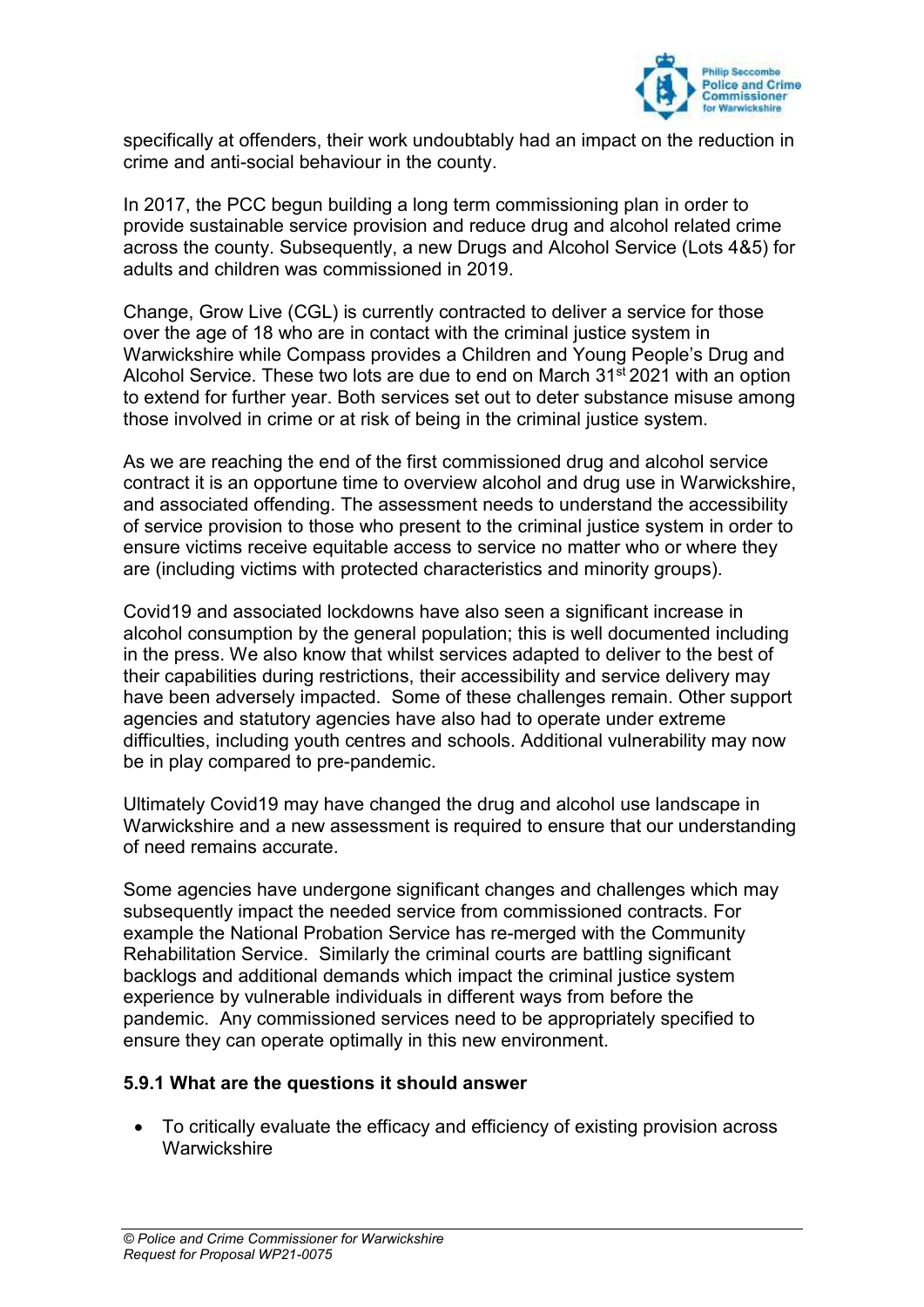specifically at offenders, their work undoubtably had an impact on the reduction in crime and anti-social behaviour in the county.

In 2017, the PCC begun building a long term commissioning plan in order to provide sustainable service provision and reduce drug and alcohol related crime across the county. Subsequently, a new Drugs and Alcohol Service (Lots 4&5) for adults and children was commissioned in 2019.

Change, Grow Live (CGL) is currently contracted to deliver a service for those over the age of 18 who are in contact with the criminal justice system in Warwickshire while Compass provides a Children and Young People's Drug and Alcohol Service. These two lots are due to end on March 31st 2021 with an option to extend for further year. Both services set out to deter substance misuse among those involved in crime or at risk of being in the criminal justice system.

As we are reaching the end of the first commissioned drug and alcohol service contract it is an opportune time to overview alcohol and drug use in Warwickshire, and associated offending. The assessment needs to understand the accessibility of service provision to those who present to the criminal justice system in order to ensure victims receive equitable access to service no matter who or where they are (including victims with protected characteristics and minority groups).

Covid19 and associated lockdowns have also seen a significant increase in alcohol consumption by the general population; this is well documented including in the press. We also know that whilst services adapted to deliver to the best of their capabilities during restrictions, their accessibility and service delivery may have been adversely impacted. Some of these challenges remain. Other support agencies and statutory agencies have also had to operate under extreme difficulties, including youth centres and schools. Additional vulnerability may now be in play compared to pre-pandemic.

Ultimately Covid19 may have changed the drug and alcohol use landscape in Warwickshire and a new assessment is required to ensure that our understanding of need remains accurate.

Some agencies have undergone significant changes and challenges which may subsequently impact the needed service from commissioned contracts. For example the National Probation Service has re-merged with the Community Rehabilitation Service. Similarly the criminal courts are battling significant backlogs and additional demands which impact the criminal justice system experience by vulnerable individuals in different ways from before the pandemic. Any commissioned services need to be appropriately specified to ensure they can operate optimally in this new environment.

### 5.9.1 What are the questions it should answer

- To critically evaluate the efficacy and efficiency of existing provision across Warwickshire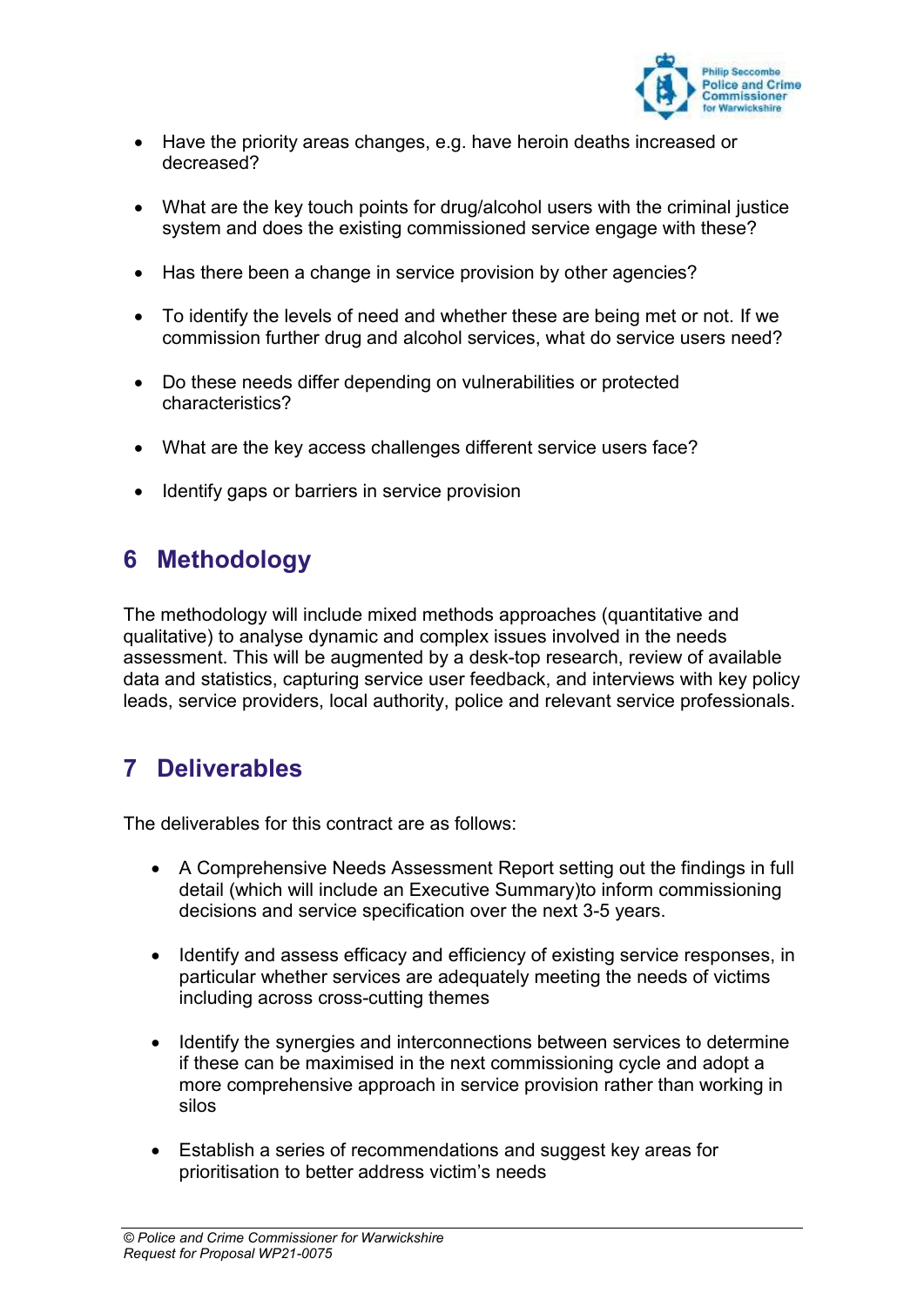- Have the priority areas changes, e.g. have heroin deaths increased or decreased?
- What are the key touch points for drug/alcohol users with the criminal justice system and does the existing commissioned service engage with these?
- Has there been a change in service provision by other agencies?
- To identify the levels of need and whether these are being met or not. If we commission further drug and alcohol services, what do service users need?
- Do these needs differ depending on vulnerabilities or protected characteristics?
- What are the key access challenges different service users face?
- Identify gaps or barriers in service provision

## 6 Methodology

The methodology will include mixed methods approaches (quantitative and qualitative) to analyse dynamic and complex issues involved in the needs assessment. This will be augmented by a desk-top research, review of available data and statistics, capturing service user feedback, and interviews with key policy leads, service providers, local authority, police and relevant service professionals.

## 7 Deliverables

The deliverables for this contract are as follows:

- A Comprehensive Needs Assessment Report setting out the findings in full detail (which will include an Executive Summary)to inform commissioning decisions and service specification over the next 3-5 years.
- Identify and assess efficacy and efficiency of existing service responses, in particular whether services are adequately meeting the needs of victims including across cross-cutting themes
- Identify the synergies and interconnections between services to determine if these can be maximised in the next commissioning cycle and adopt a more comprehensive approach in service provision rather than working in silos
- Establish a series of recommendations and suggest key areas for prioritisation to better address victim's needs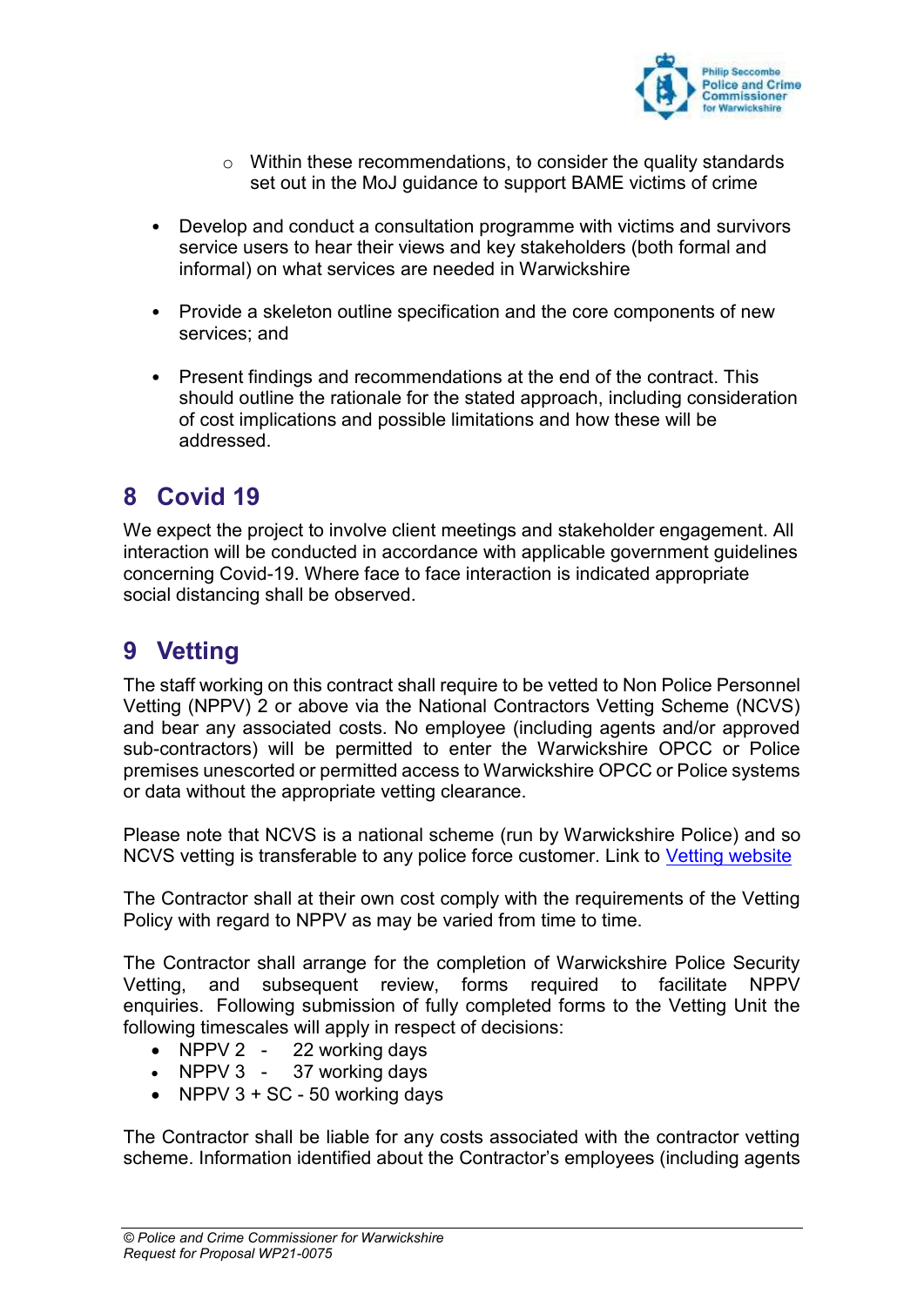- Within these recommendations, to consider the quality standards set out in the MoJ guidance to support BAME victims of crime

- Develop and conduct a consultation programme with victims and survivors service users to hear their views and key stakeholders (both formal and informal) on what services are needed in Warwickshire

- Provide a skeleton outline specification and the core components of new services; and

- Present findings and recommendations at the end of the contract. This should outline the rationale for the stated approach, including consideration of cost implications and possible limitations and how these will be addressed.

## 8 Covid 19

We expect the project to involve client meetings and stakeholder engagement. All interaction will be conducted in accordance with applicable government guidelines concerning Covid-19. Where face to face interaction is indicated appropriate social distancing shall be observed.

## 9 Vetting

The staff working on this contract shall require to be vetted to Non Police Personnel Vetting (NPPV) 2 or above via the National Contractors Vetting Scheme (NCVS) and bear any associated costs. No employee (including agents and/or approved sub-contractors) will be permitted to enter the Warwickshire OPCC or Police premises unescorted or permitted access to Warwickshire OPCC or Police systems or data without the appropriate vetting clearance.

Please note that NCVS is a national scheme (run by Warwickshire Police) and so NCVS vetting is transferable to any police force customer. Link to [Vetting website]

The Contractor shall at their own cost comply with the requirements of the Vetting Policy with regard to NPPV as may be varied from time to time.

The Contractor shall arrange for the completion of Warwickshire Police Security Vetting, and subsequent review, forms required to facilitate NPPV enquiries. Following submission of fully completed forms to the Vetting Unit the following timescales will apply in respect of decisions:

- NPPV 2 - 22 working days
- NPPV 3 - 37 working days
- NPPV 3 + SC - 50 working days

The Contractor shall be liable for any costs associated with the contractor vetting scheme. Information identified about the Contractor's employees (including agents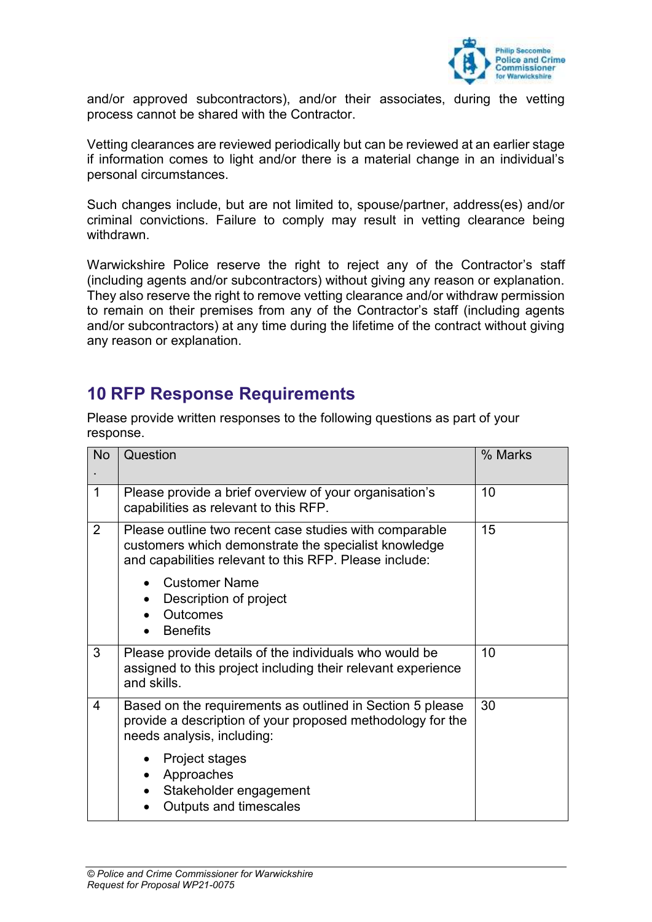and/or approved subcontractors), and/or their associates, during the vetting process cannot be shared with the Contractor.

Vetting clearances are reviewed periodically but can be reviewed at an earlier stage if information comes to light and/or there is a material change in an individual's personal circumstances.

Such changes include, but are not limited to, spouse/partner, address(es) and/or criminal convictions. Failure to comply may result in vetting clearance being withdrawn.

Warwickshire Police reserve the right to reject any of the Contractor's staff (including agents and/or subcontractors) without giving any reason or explanation. They also reserve the right to remove vetting clearance and/or withdraw permission to remain on their premises from any of the Contractor's staff (including agents and/or subcontractors) at any time during the lifetime of the contract without giving any reason or explanation.

## 10 RFP Response Requirements

Please provide written responses to the following questions as part of your response.

| No. | Question | % Marks |
|---|---|---|
| 1 | Please provide a brief overview of your organisation's capabilities as relevant to this RFP. | 10 |
| 2 | Please outline two recent case studies with comparable customers which demonstrate the specialist knowledge and capabilities relevant to this RFP. Please include:<br>• Customer Name<br>• Description of project<br>• Outcomes<br>• Benefits | 15 |
| 3 | Please provide details of the individuals who would be assigned to this project including their relevant experience and skills. | 10 |
| 4 | Based on the requirements as outlined in Section 5 please provide a description of your proposed methodology for the needs analysis, including:<br>• Project stages<br>• Approaches<br>• Stakeholder engagement<br>• Outputs and timescales | 30 |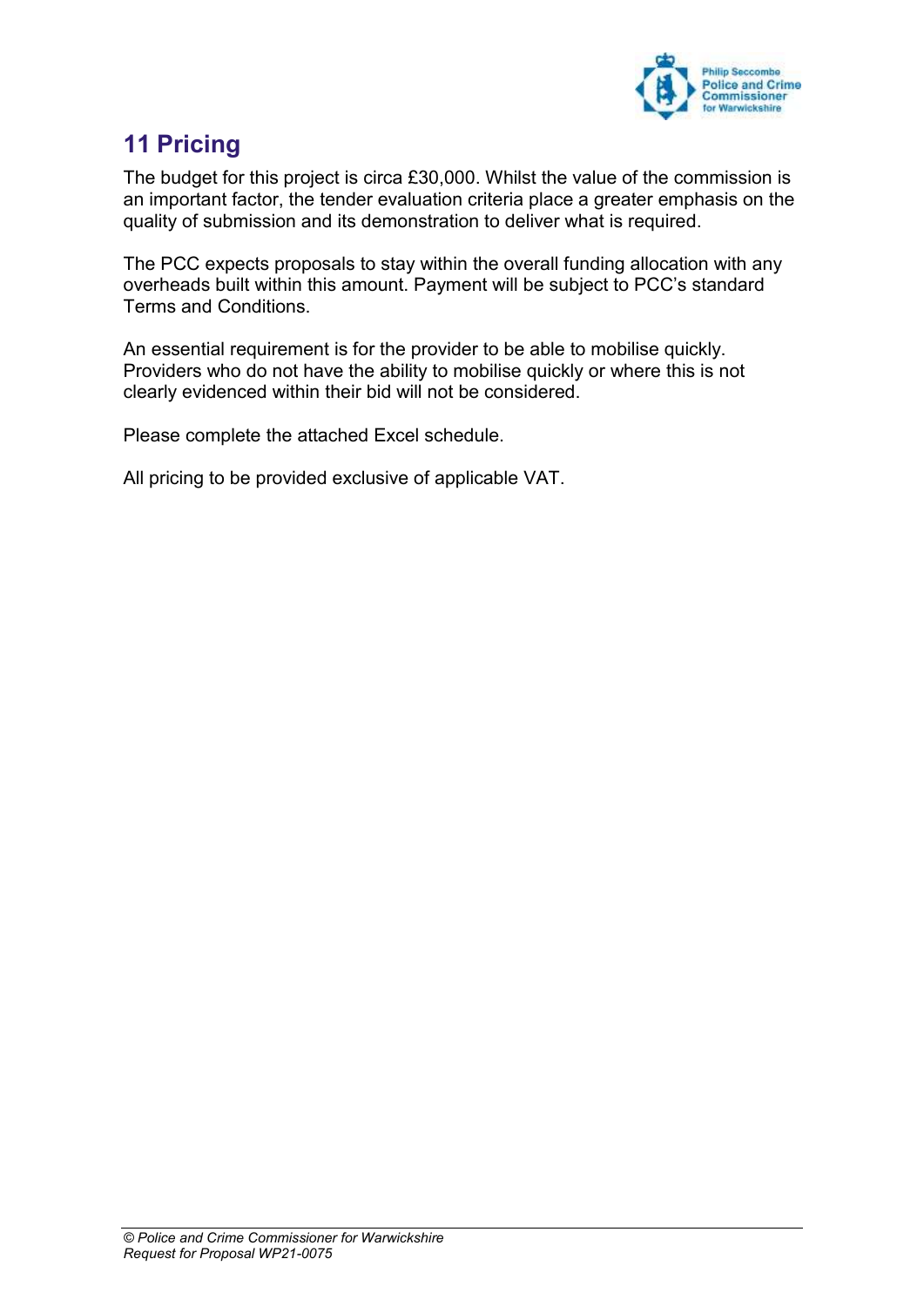## 11 Pricing

The budget for this project is circa £30,000. Whilst the value of the commission is an important factor, the tender evaluation criteria place a greater emphasis on the quality of submission and its demonstration to deliver what is required.

The PCC expects proposals to stay within the overall funding allocation with any overheads built within this amount. Payment will be subject to PCC's standard Terms and Conditions.

An essential requirement is for the provider to be able to mobilise quickly. Providers who do not have the ability to mobilise quickly or where this is not clearly evidenced within their bid will not be considered.

Please complete the attached Excel schedule.

All pricing to be provided exclusive of applicable VAT.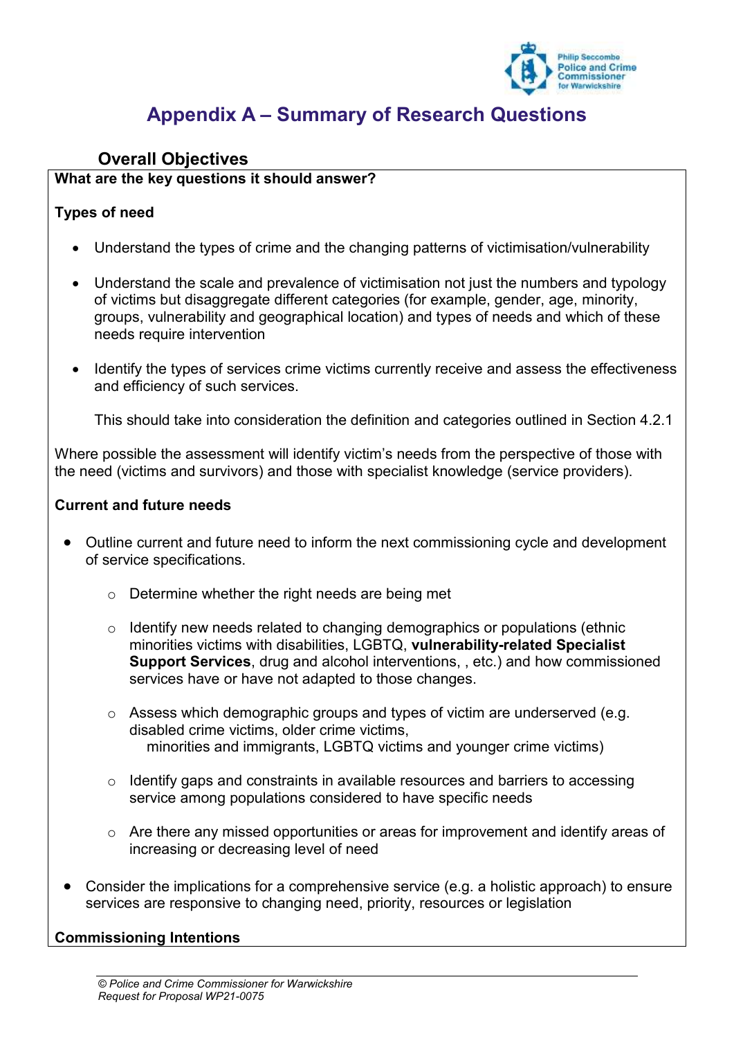# Appendix A – Summary of Research Questions

## Overall Objectives

**What are the key questions it should answer?**

**Types of need**

- Understand the types of crime and the changing patterns of victimisation/vulnerability
- Understand the scale and prevalence of victimisation not just the numbers and typology of victims but disaggregate different categories (for example, gender, age, minority, groups, vulnerability and geographical location) and types of needs and which of these needs require intervention
- Identify the types of services crime victims currently receive and assess the effectiveness and efficiency of such services.

  This should take into consideration the definition and categories outlined in Section 4.2.1

Where possible the assessment will identify victim's needs from the perspective of those with the need (victims and survivors) and those with specialist knowledge (service providers).

**Current and future needs**

- Outline current and future need to inform the next commissioning cycle and development of service specifications.
  - Determine whether the right needs are being met
  - Identify new needs related to changing demographics or populations (ethnic minorities victims with disabilities, LGBTQ, **vulnerability-related Specialist Support Services**, drug and alcohol interventions, , etc.) and how commissioned services have or have not adapted to those changes.
  - Assess which demographic groups and types of victim are underserved (e.g. disabled crime victims, older crime victims, minorities and immigrants, LGBTQ victims and younger crime victims)
  - Identify gaps and constraints in available resources and barriers to accessing service among populations considered to have specific needs
  - Are there any missed opportunities or areas for improvement and identify areas of increasing or decreasing level of need
- Consider the implications for a comprehensive service (e.g. a holistic approach) to ensure services are responsive to changing need, priority, resources or legislation

**Commissioning Intentions**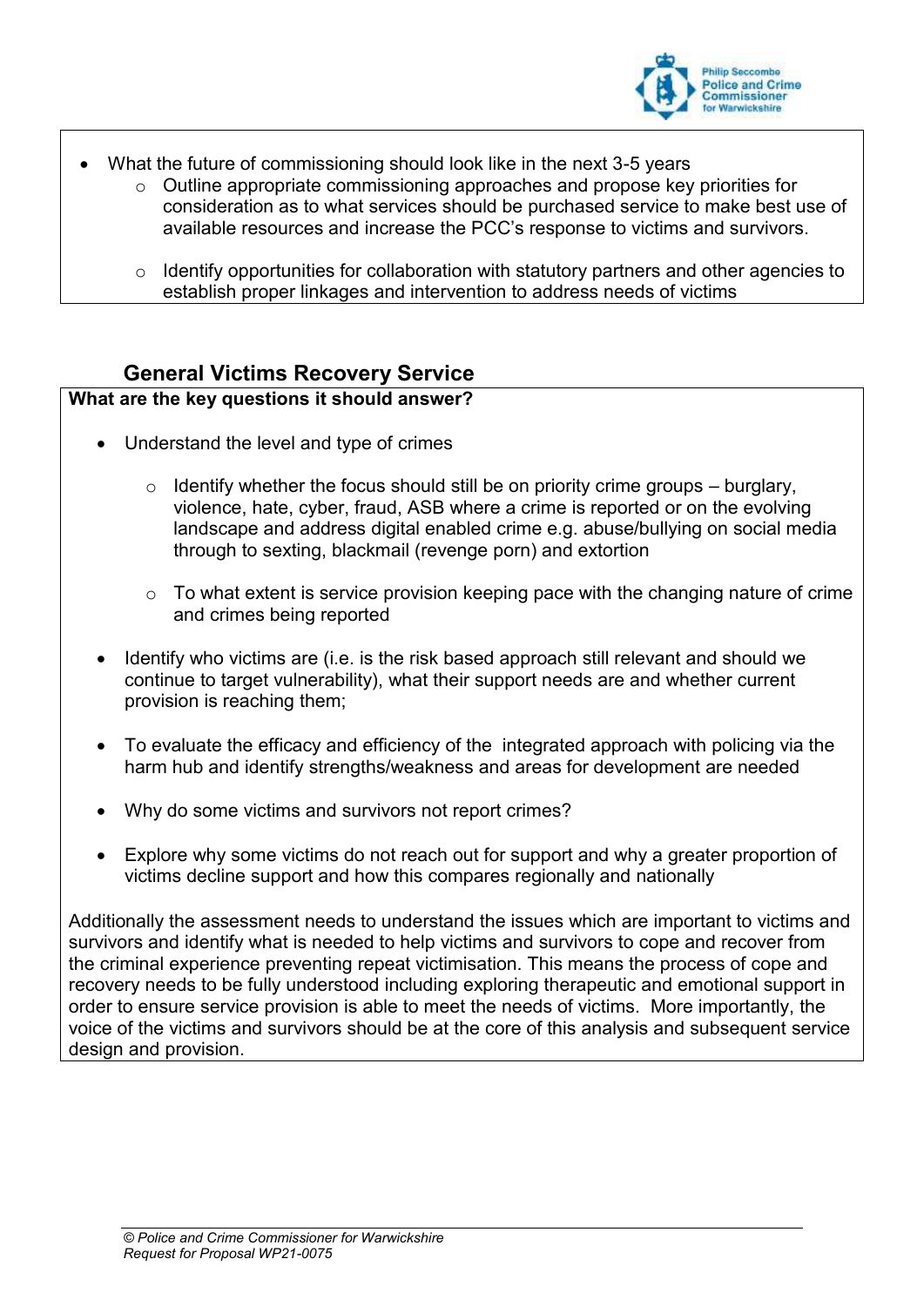- What the future of commissioning should look like in the next 3-5 years
  - Outline appropriate commissioning approaches and propose key priorities for consideration as to what services should be purchased service to make best use of available resources and increase the PCC's response to victims and survivors.
  - Identify opportunities for collaboration with statutory partners and other agencies to establish proper linkages and intervention to address needs of victims

## General Victims Recovery Service

**What are the key questions it should answer?**

- Understand the level and type of crimes
  - Identify whether the focus should still be on priority crime groups – burglary, violence, hate, cyber, fraud, ASB where a crime is reported or on the evolving landscape and address digital enabled crime e.g. abuse/bullying on social media through to sexting, blackmail (revenge porn) and extortion
  - To what extent is service provision keeping pace with the changing nature of crime and crimes being reported
- Identify who victims are (i.e. is the risk based approach still relevant and should we continue to target vulnerability), what their support needs are and whether current provision is reaching them;
- To evaluate the efficacy and efficiency of the integrated approach with policing via the harm hub and identify strengths/weakness and areas for development are needed
- Why do some victims and survivors not report crimes?
- Explore why some victims do not reach out for support and why a greater proportion of victims decline support and how this compares regionally and nationally

Additionally the assessment needs to understand the issues which are important to victims and survivors and identify what is needed to help victims and survivors to cope and recover from the criminal experience preventing repeat victimisation. This means the process of cope and recovery needs to be fully understood including exploring therapeutic and emotional support in order to ensure service provision is able to meet the needs of victims. More importantly, the voice of the victims and survivors should be at the core of this analysis and subsequent service design and provision.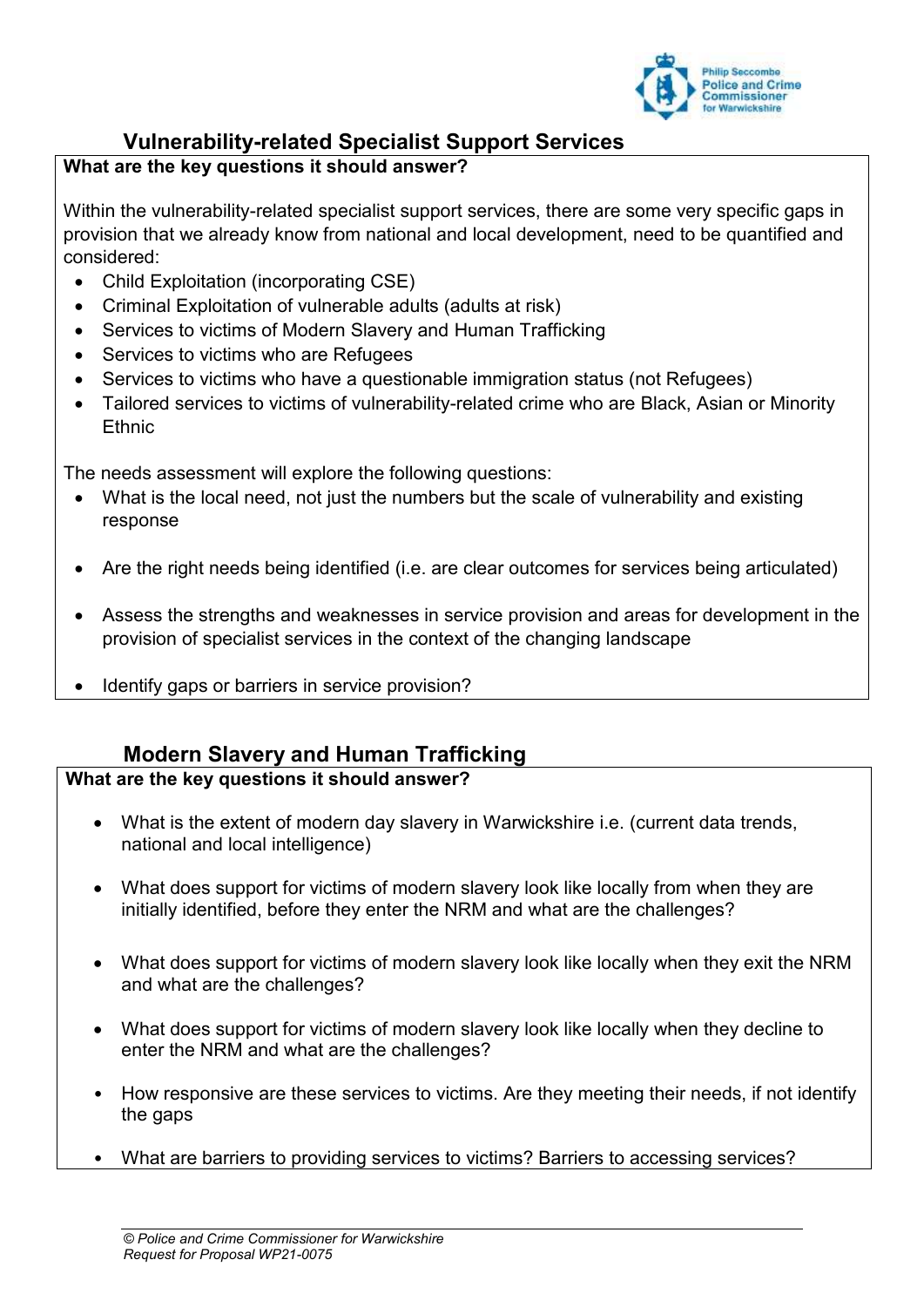## Vulnerability-related Specialist Support Services

**What are the key questions it should answer?**

Within the vulnerability-related specialist support services, there are some very specific gaps in provision that we already know from national and local development, need to be quantified and considered:

- Child Exploitation (incorporating CSE)
- Criminal Exploitation of vulnerable adults (adults at risk)
- Services to victims of Modern Slavery and Human Trafficking
- Services to victims who are Refugees
- Services to victims who have a questionable immigration status (not Refugees)
- Tailored services to victims of vulnerability-related crime who are Black, Asian or Minority Ethnic

The needs assessment will explore the following questions:

- What is the local need, not just the numbers but the scale of vulnerability and existing response
- Are the right needs being identified (i.e. are clear outcomes for services being articulated)
- Assess the strengths and weaknesses in service provision and areas for development in the provision of specialist services in the context of the changing landscape
- Identify gaps or barriers in service provision?

## Modern Slavery and Human Trafficking

**What are the key questions it should answer?**

- What is the extent of modern day slavery in Warwickshire i.e. (current data trends, national and local intelligence)
- What does support for victims of modern slavery look like locally from when they are initially identified, before they enter the NRM and what are the challenges?
- What does support for victims of modern slavery look like locally when they exit the NRM and what are the challenges?
- What does support for victims of modern slavery look like locally when they decline to enter the NRM and what are the challenges?
- How responsive are these services to victims. Are they meeting their needs, if not identify the gaps
- What are barriers to providing services to victims? Barriers to accessing services?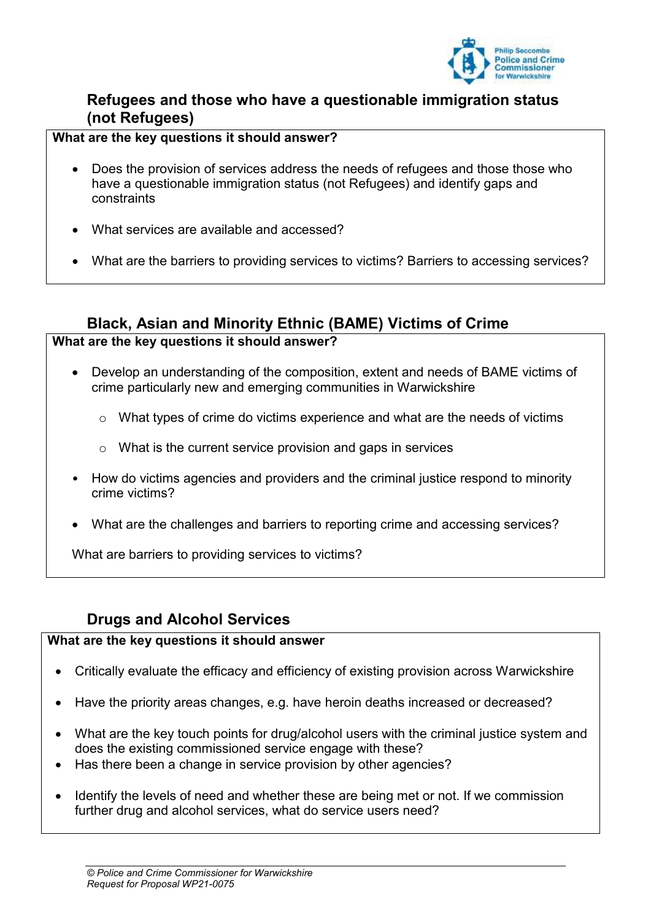## Refugees and those who have a questionable immigration status (not Refugees)

**What are the key questions it should answer?**

- Does the provision of services address the needs of refugees and those those who have a questionable immigration status (not Refugees) and identify gaps and constraints
- What services are available and accessed?
- What are the barriers to providing services to victims? Barriers to accessing services?

## Black, Asian and Minority Ethnic (BAME) Victims of Crime

**What are the key questions it should answer?**

- Develop an understanding of the composition, extent and needs of BAME victims of crime particularly new and emerging communities in Warwickshire
  - What types of crime do victims experience and what are the needs of victims
  - What is the current service provision and gaps in services
- How do victims agencies and providers and the criminal justice respond to minority crime victims?
- What are the challenges and barriers to reporting crime and accessing services?

What are barriers to providing services to victims?

## Drugs and Alcohol Services

**What are the key questions it should answer**

- Critically evaluate the efficacy and efficiency of existing provision across Warwickshire
- Have the priority areas changes, e.g. have heroin deaths increased or decreased?
- What are the key touch points for drug/alcohol users with the criminal justice system and does the existing commissioned service engage with these?
- Has there been a change in service provision by other agencies?
- Identify the levels of need and whether these are being met or not. If we commission further drug and alcohol services, what do service users need?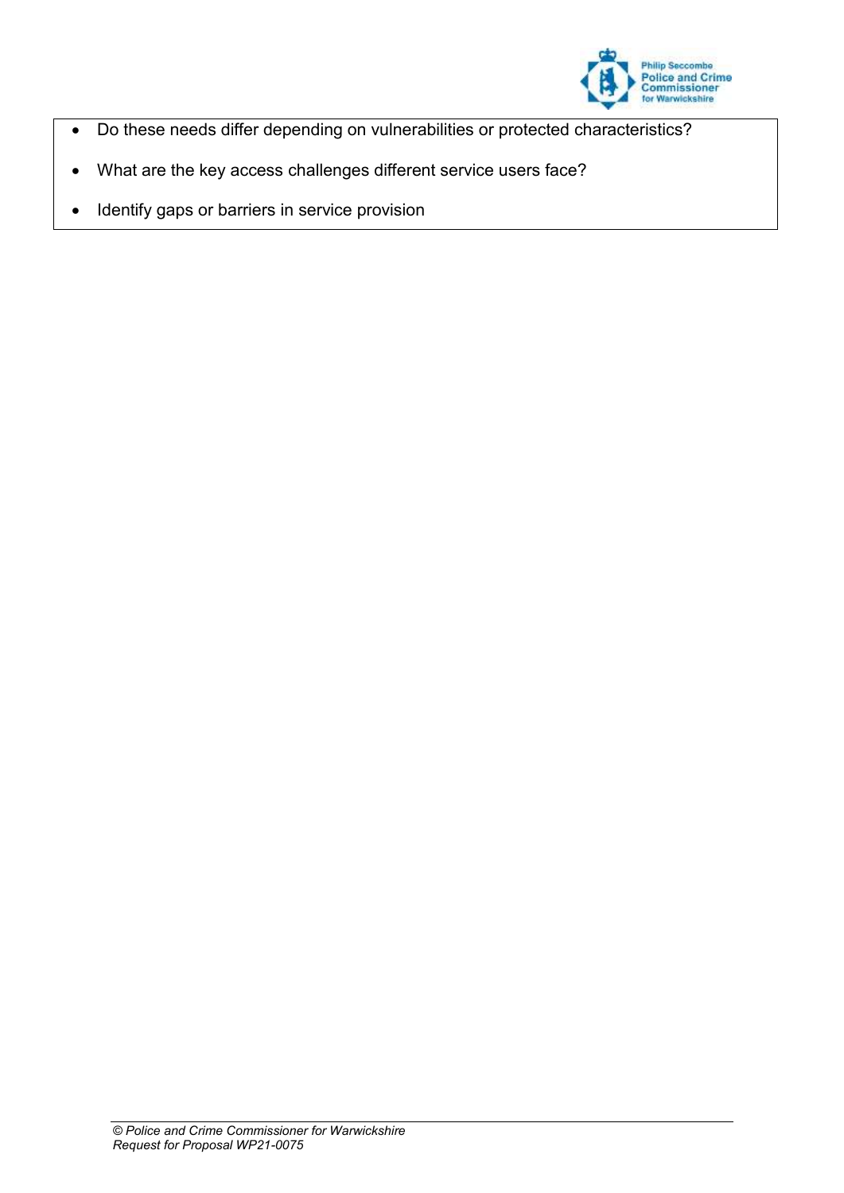- Do these needs differ depending on vulnerabilities or protected characteristics?
- What are the key access challenges different service users face?
- Identify gaps or barriers in service provision